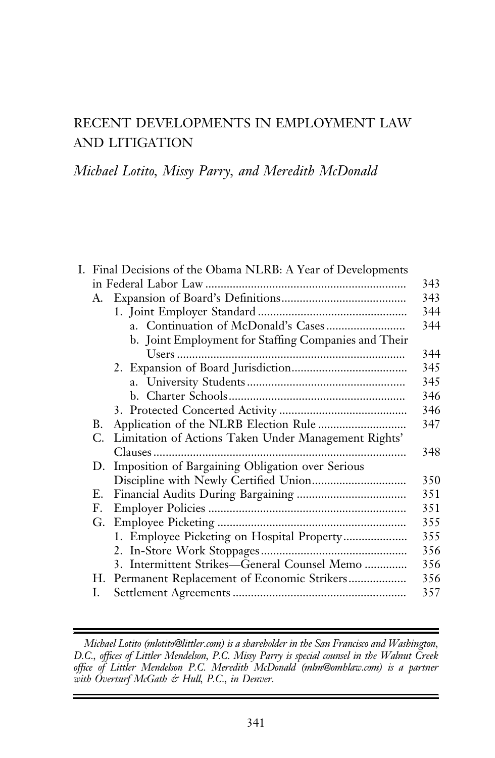# RECENT DEVELOPMENTS IN EMPLOYMENT LAW AND LITIGATION

*Michael Lotito, Missy Parry, and Meredith McDonald*

- I. Final Decisions of the Obama NLRB: A Year of Developments in Federal Labor Law ... 343
  - A. Expansion of Board's Definitions ... 343
    - 1. Joint Employer Standard ... 344
      - a. Continuation of McDonald's Cases ... 344
      - b. Joint Employment for Staffing Companies and Their Users ... 344
    - 2. Expansion of Board Jurisdiction ... 345
      - a. University Students ... 345
      - b. Charter Schools ... 346
    - 3. Protected Concerted Activity ... 346
  - B. Application of the NLRB Election Rule ... 347
  - C. Limitation of Actions Taken Under Management Rights' Clauses ... 348
  - D. Imposition of Bargaining Obligation over Serious Discipline with Newly Certified Union ... 350
  - E. Financial Audits During Bargaining ... 351
  - F. Employer Policies ... 351
  - G. Employee Picketing ... 355
    - 1. Employee Picketing on Hospital Property ... 355
    - 2. In-Store Work Stoppages ... 356
    - 3. Intermittent Strikes—General Counsel Memo ... 356
  - H. Permanent Replacement of Economic Strikers ... 356
  - I. Settlement Agreements ... 357

---

*Michael Lotito (mlotito@littler.com) is a shareholder in the San Francisco and Washington, D.C., offices of Littler Mendelson, P.C. Missy Parry is special counsel in the Walnut Creek office of Littler Mendelson P.C. Meredith McDonald (mlm@omhlaw.com) is a partner with Overturf McGath & Hull, P.C., in Denver.*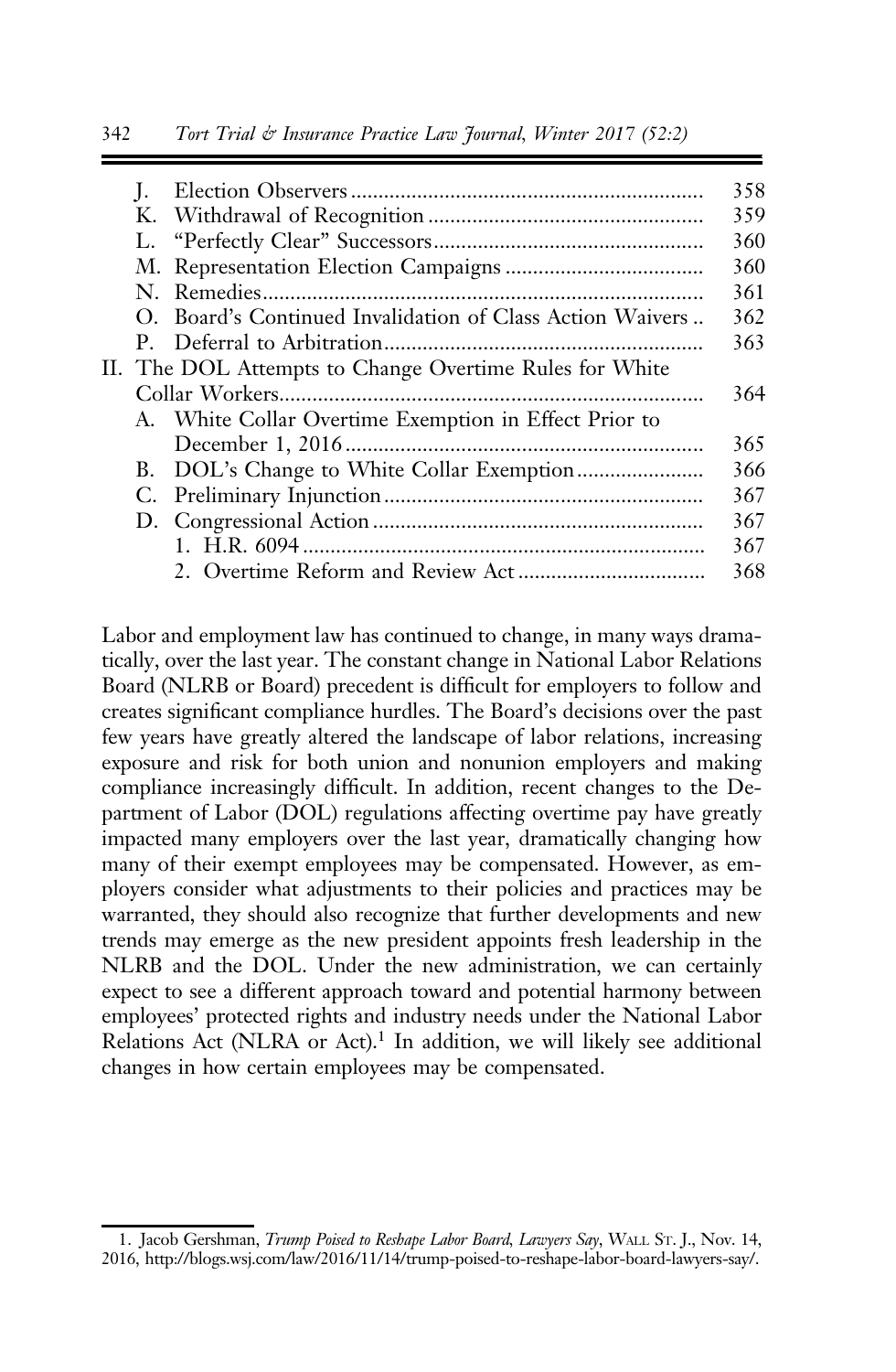J. Election Observers ........ 358
K. Withdrawal of Recognition ........ 359
L. "Perfectly Clear" Successors ........ 360
M. Representation Election Campaigns ........ 360
N. Remedies ........ 361
O. Board's Continued Invalidation of Class Action Waivers .. 362
P. Deferral to Arbitration ........ 363

II. The DOL Attempts to Change Overtime Rules for White Collar Workers ........ 364
  A. White Collar Overtime Exemption in Effect Prior to December 1, 2016 ........ 365
  B. DOL's Change to White Collar Exemption ........ 366
  C. Preliminary Injunction ........ 367
  D. Congressional Action ........ 367
    1. H.R. 6094 ........ 367
    2. Overtime Reform and Review Act ........ 368

Labor and employment law has continued to change, in many ways dramatically, over the last year. The constant change in National Labor Relations Board (NLRB or Board) precedent is difficult for employers to follow and creates significant compliance hurdles. The Board's decisions over the past few years have greatly altered the landscape of labor relations, increasing exposure and risk for both union and nonunion employers and making compliance increasingly difficult. In addition, recent changes to the Department of Labor (DOL) regulations affecting overtime pay have greatly impacted many employers over the last year, dramatically changing how many of their exempt employees may be compensated. However, as employers consider what adjustments to their policies and practices may be warranted, they should also recognize that further developments and new trends may emerge as the new president appoints fresh leadership in the NLRB and the DOL. Under the new administration, we can certainly expect to see a different approach toward and potential harmony between employees' protected rights and industry needs under the National Labor Relations Act (NLRA or Act).[1] In addition, we will likely see additional changes in how certain employees may be compensated.

---

1. Jacob Gershman, *Trump Poised to Reshape Labor Board, Lawyers Say*, WALL ST. J., Nov. 14, 2016, http://blogs.wsj.com/law/2016/11/14/trump-poised-to-reshape-labor-board-lawyers-say/.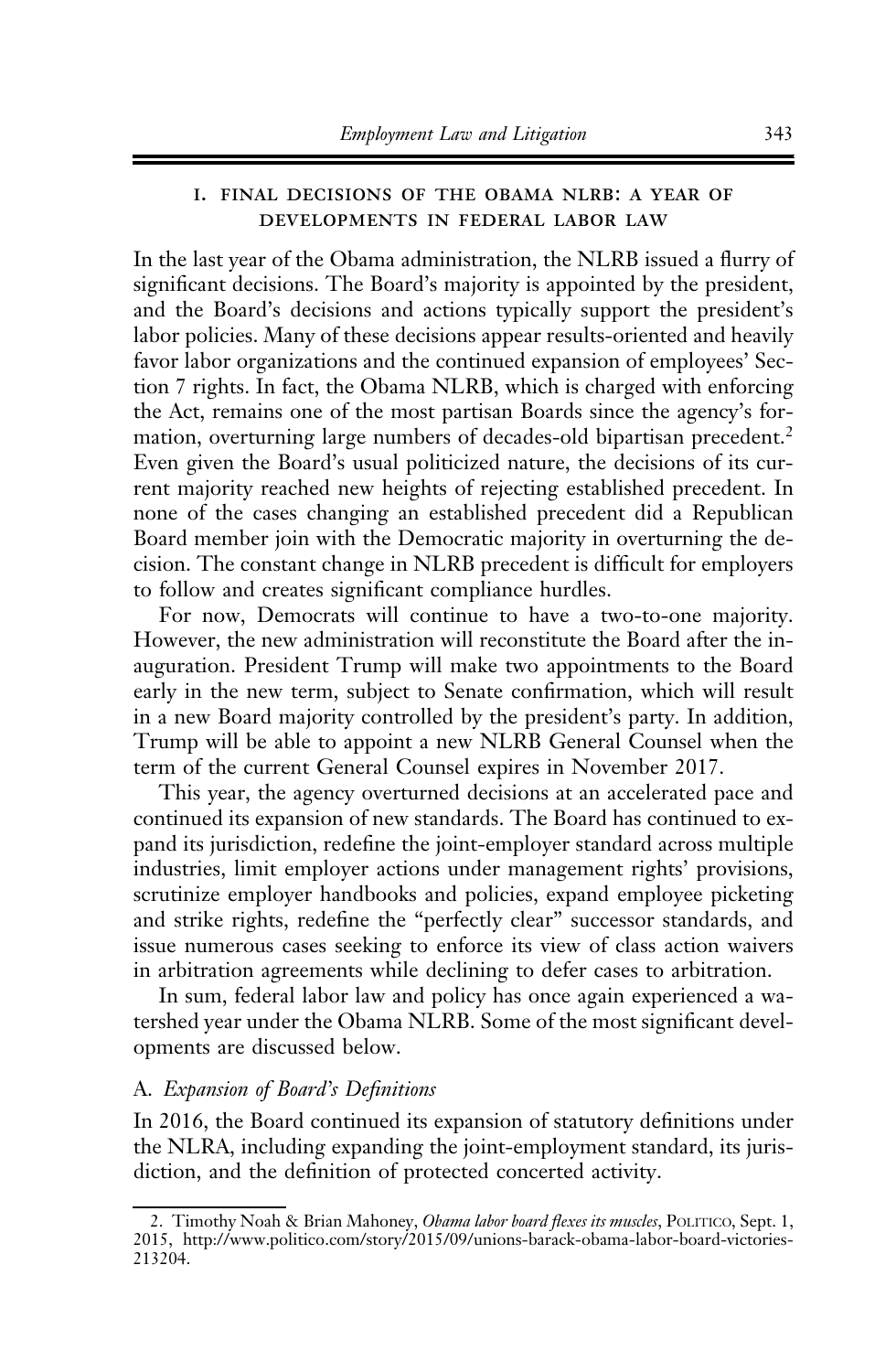### I. FINAL DECISIONS OF THE OBAMA NLRB: A YEAR OF DEVELOPMENTS IN FEDERAL LABOR LAW

In the last year of the Obama administration, the NLRB issued a flurry of significant decisions. The Board's majority is appointed by the president, and the Board's decisions and actions typically support the president's labor policies. Many of these decisions appear results-oriented and heavily favor labor organizations and the continued expansion of employees' Section 7 rights. In fact, the Obama NLRB, which is charged with enforcing the Act, remains one of the most partisan Boards since the agency's formation, overturning large numbers of decades-old bipartisan precedent.[2] Even given the Board's usual politicized nature, the decisions of its current majority reached new heights of rejecting established precedent. In none of the cases changing an established precedent did a Republican Board member join with the Democratic majority in overturning the decision. The constant change in NLRB precedent is difficult for employers to follow and creates significant compliance hurdles.

For now, Democrats will continue to have a two-to-one majority. However, the new administration will reconstitute the Board after the inauguration. President Trump will make two appointments to the Board early in the new term, subject to Senate confirmation, which will result in a new Board majority controlled by the president's party. In addition, Trump will be able to appoint a new NLRB General Counsel when the term of the current General Counsel expires in November 2017.

This year, the agency overturned decisions at an accelerated pace and continued its expansion of new standards. The Board has continued to expand its jurisdiction, redefine the joint-employer standard across multiple industries, limit employer actions under management rights' provisions, scrutinize employer handbooks and policies, expand employee picketing and strike rights, redefine the "perfectly clear" successor standards, and issue numerous cases seeking to enforce its view of class action waivers in arbitration agreements while declining to defer cases to arbitration.

In sum, federal labor law and policy has once again experienced a watershed year under the Obama NLRB. Some of the most significant developments are discussed below.

#### A. *Expansion of Board's Definitions*

In 2016, the Board continued its expansion of statutory definitions under the NLRA, including expanding the joint-employment standard, its jurisdiction, and the definition of protected concerted activity.

---

2. Timothy Noah & Brian Mahoney, *Obama labor board flexes its muscles*, POLITICO, Sept. 1, 2015, http://www.politico.com/story/2015/09/unions-barack-obama-labor-board-victories-213204.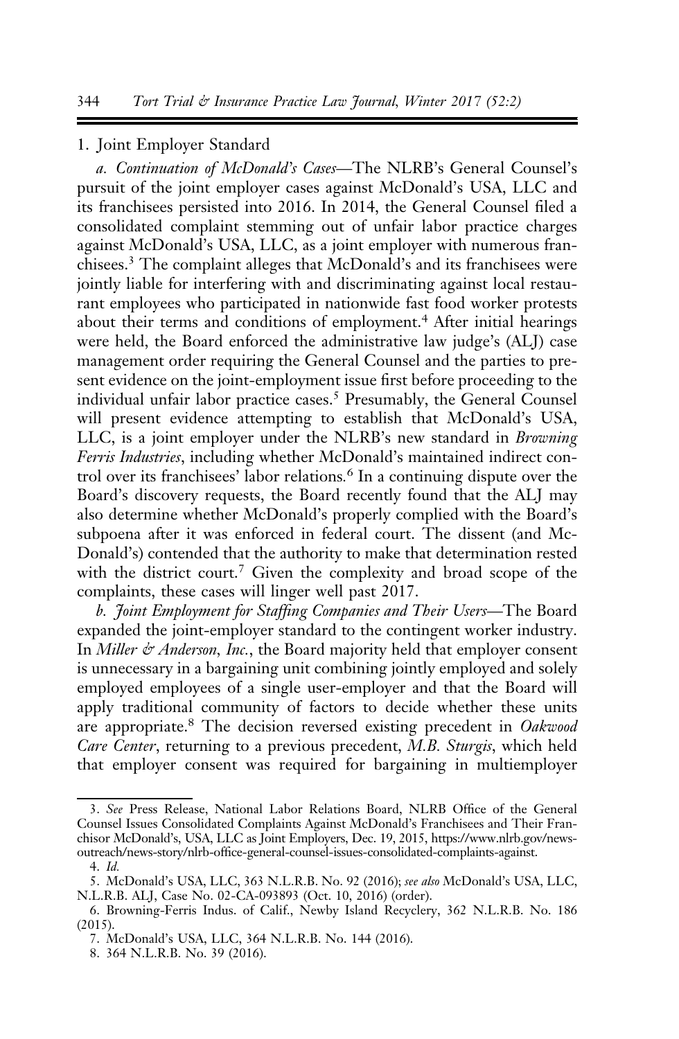### 1. Joint Employer Standard

*a. Continuation of McDonald's Cases*—The NLRB's General Counsel's pursuit of the joint employer cases against McDonald's USA, LLC and its franchisees persisted into 2016. In 2014, the General Counsel filed a consolidated complaint stemming out of unfair labor practice charges against McDonald's USA, LLC, as a joint employer with numerous franchisees.[3] The complaint alleges that McDonald's and its franchisees were jointly liable for interfering with and discriminating against local restaurant employees who participated in nationwide fast food worker protests about their terms and conditions of employment.[4] After initial hearings were held, the Board enforced the administrative law judge's (ALJ) case management order requiring the General Counsel and the parties to present evidence on the joint-employment issue first before proceeding to the individual unfair labor practice cases.[5] Presumably, the General Counsel will present evidence attempting to establish that McDonald's USA, LLC, is a joint employer under the NLRB's new standard in *Browning Ferris Industries*, including whether McDonald's maintained indirect control over its franchisees' labor relations.[6] In a continuing dispute over the Board's discovery requests, the Board recently found that the ALJ may also determine whether McDonald's properly complied with the Board's subpoena after it was enforced in federal court. The dissent (and McDonald's) contended that the authority to make that determination rested with the district court.[7] Given the complexity and broad scope of the complaints, these cases will linger well past 2017.

*b. Joint Employment for Staffing Companies and Their Users*—The Board expanded the joint-employer standard to the contingent worker industry. In *Miller & Anderson, Inc.*, the Board majority held that employer consent is unnecessary in a bargaining unit combining jointly employed and solely employed employees of a single user-employer and that the Board will apply traditional community of factors to decide whether these units are appropriate.[8] The decision reversed existing precedent in *Oakwood Care Center*, returning to a previous precedent, *M.B. Sturgis*, which held that employer consent was required for bargaining in multiemployer

---

3. *See* Press Release, National Labor Relations Board, NLRB Office of the General Counsel Issues Consolidated Complaints Against McDonald's Franchisees and Their Franchisor McDonald's, USA, LLC as Joint Employers, Dec. 19, 2015, https://www.nlrb.gov/news-outreach/news-story/nlrb-office-general-counsel-issues-consolidated-complaints-against.

4. *Id.*

5. McDonald's USA, LLC, 363 N.L.R.B. No. 92 (2016); *see also* McDonald's USA, LLC, N.L.R.B. ALJ, Case No. 02-CA-093893 (Oct. 10, 2016) (order).

6. Browning-Ferris Indus. of Calif., Newby Island Recyclery, 362 N.L.R.B. No. 186 (2015).

7. McDonald's USA, LLC, 364 N.L.R.B. No. 144 (2016).

8. 364 N.L.R.B. No. 39 (2016).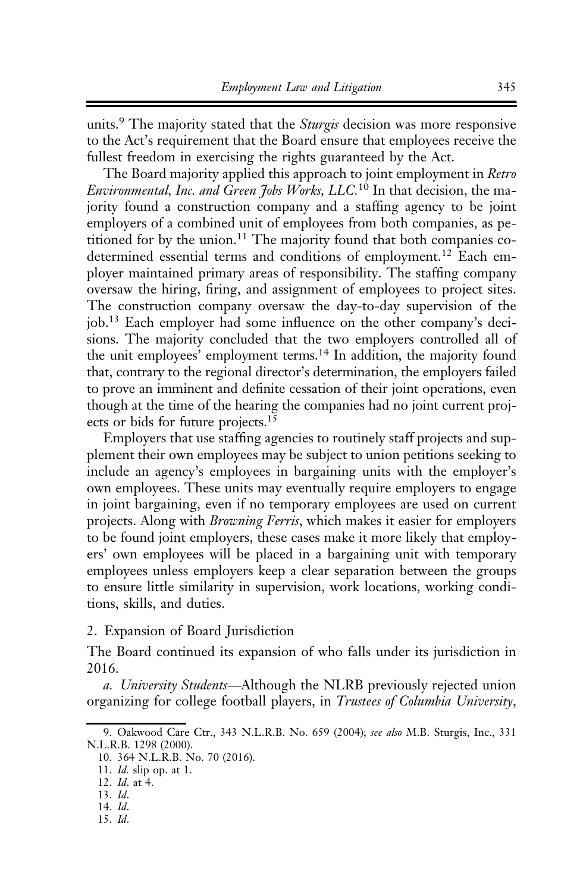units.[9] The majority stated that the *Sturgis* decision was more responsive to the Act's requirement that the Board ensure that employees receive the fullest freedom in exercising the rights guaranteed by the Act.

The Board majority applied this approach to joint employment in *Retro Environmental, Inc. and Green Jobs Works, LLC*.[10] In that decision, the majority found a construction company and a staffing agency to be joint employers of a combined unit of employees from both companies, as petitioned for by the union.[11] The majority found that both companies codetermined essential terms and conditions of employment.[12] Each employer maintained primary areas of responsibility. The staffing company oversaw the hiring, firing, and assignment of employees to project sites. The construction company oversaw the day-to-day supervision of the job.[13] Each employer had some influence on the other company's decisions. The majority concluded that the two employers controlled all of the unit employees' employment terms.[14] In addition, the majority found that, contrary to the regional director's determination, the employers failed to prove an imminent and definite cessation of their joint operations, even though at the time of the hearing the companies had no joint current projects or bids for future projects.[15]

Employers that use staffing agencies to routinely staff projects and supplement their own employees may be subject to union petitions seeking to include an agency's employees in bargaining units with the employer's own employees. These units may eventually require employers to engage in joint bargaining, even if no temporary employees are used on current projects. Along with *Browning Ferris*, which makes it easier for employers to be found joint employers, these cases make it more likely that employers' own employees will be placed in a bargaining unit with temporary employees unless employers keep a clear separation between the groups to ensure little similarity in supervision, work locations, working conditions, skills, and duties.

### 2. Expansion of Board Jurisdiction

The Board continued its expansion of who falls under its jurisdiction in 2016.

*a. University Students*—Although the NLRB previously rejected union organizing for college football players, in *Trustees of Columbia University*,

---

9. Oakwood Care Ctr., 343 N.L.R.B. No. 659 (2004); *see also* M.B. Sturgis, Inc., 331 N.L.R.B. 1298 (2000).

10. 364 N.L.R.B. No. 70 (2016).

11. *Id.* slip op. at 1.

12. *Id*. at 4.

13. *Id*.

14. *Id*.

15. *Id*.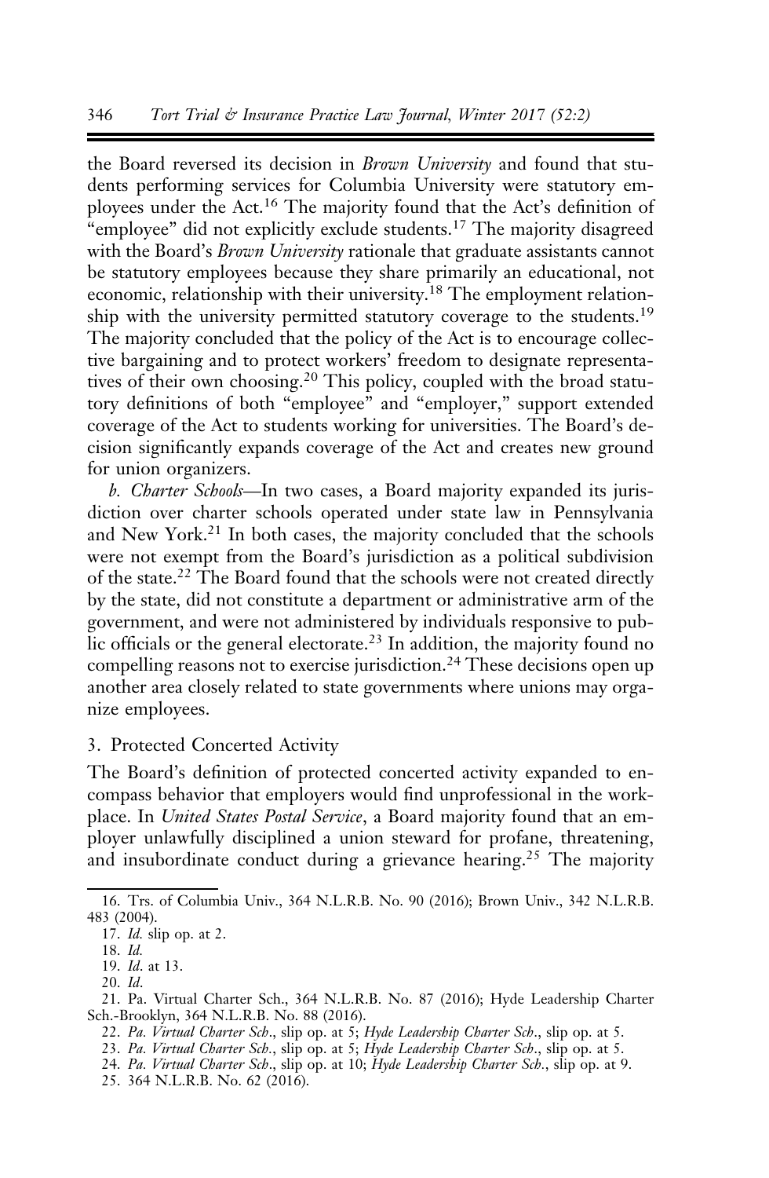the Board reversed its decision in *Brown University* and found that students performing services for Columbia University were statutory employees under the Act.[16] The majority found that the Act's definition of "employee" did not explicitly exclude students.[17] The majority disagreed with the Board's *Brown University* rationale that graduate assistants cannot be statutory employees because they share primarily an educational, not economic, relationship with their university.[18] The employment relationship with the university permitted statutory coverage to the students.[19] The majority concluded that the policy of the Act is to encourage collective bargaining and to protect workers' freedom to designate representatives of their own choosing.[20] This policy, coupled with the broad statutory definitions of both "employee" and "employer," support extended coverage of the Act to students working for universities. The Board's decision significantly expands coverage of the Act and creates new ground for union organizers.

*b. Charter Schools*—In two cases, a Board majority expanded its jurisdiction over charter schools operated under state law in Pennsylvania and New York.[21] In both cases, the majority concluded that the schools were not exempt from the Board's jurisdiction as a political subdivision of the state.[22] The Board found that the schools were not created directly by the state, did not constitute a department or administrative arm of the government, and were not administered by individuals responsive to public officials or the general electorate.[23] In addition, the majority found no compelling reasons not to exercise jurisdiction.[24] These decisions open up another area closely related to state governments where unions may organize employees.

### 3. Protected Concerted Activity

The Board's definition of protected concerted activity expanded to encompass behavior that employers would find unprofessional in the workplace. In *United States Postal Service*, a Board majority found that an employer unlawfully disciplined a union steward for profane, threatening, and insubordinate conduct during a grievance hearing.[25] The majority

---

16. Trs. of Columbia Univ., 364 N.L.R.B. No. 90 (2016); Brown Univ., 342 N.L.R.B. 483 (2004).

17. *Id.* slip op. at 2.

18. *Id.*

19. *Id*. at 13.

20. *Id*.

21. Pa. Virtual Charter Sch., 364 N.L.R.B. No. 87 (2016); Hyde Leadership Charter Sch.-Brooklyn, 364 N.L.R.B. No. 88 (2016).

22. *Pa. Virtual Charter Sch*., slip op. at 5; *Hyde Leadership Charter Sch*., slip op. at 5.

23. *Pa. Virtual Charter Sch*., slip op. at 5; *Hyde Leadership Charter Sch*., slip op. at 5.

24. *Pa. Virtual Charter Sch*., slip op. at 10; *Hyde Leadership Charter Sch.*, slip op. at 9.

25. 364 N.L.R.B. No. 62 (2016).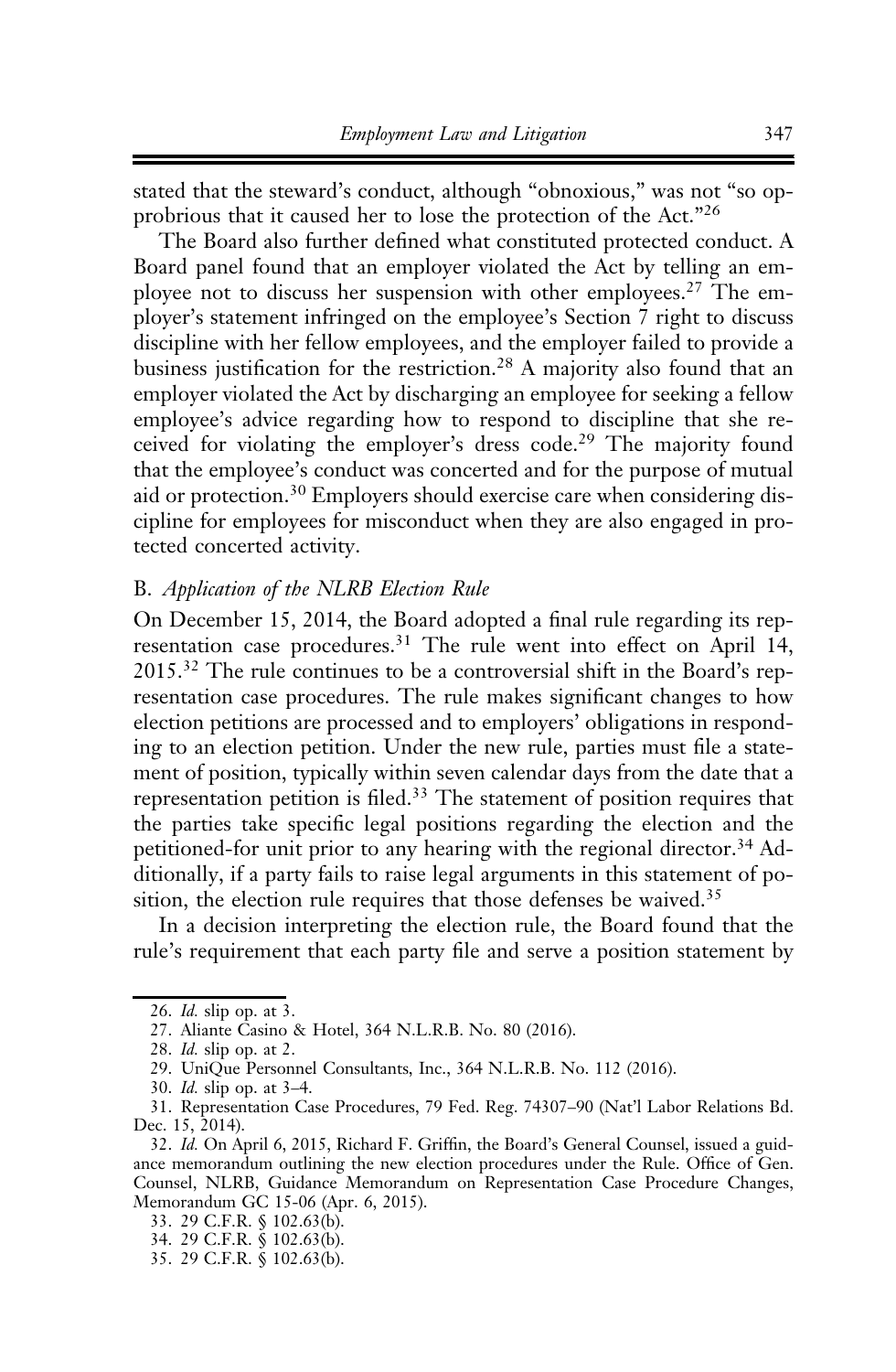stated that the steward's conduct, although "obnoxious," was not "so opprobrious that it caused her to lose the protection of the Act."[26]

The Board also further defined what constituted protected conduct. A Board panel found that an employer violated the Act by telling an employee not to discuss her suspension with other employees.[27] The employer's statement infringed on the employee's Section 7 right to discuss discipline with her fellow employees, and the employer failed to provide a business justification for the restriction.[28] A majority also found that an employer violated the Act by discharging an employee for seeking a fellow employee's advice regarding how to respond to discipline that she received for violating the employer's dress code.[29] The majority found that the employee's conduct was concerted and for the purpose of mutual aid or protection.[30] Employers should exercise care when considering discipline for employees for misconduct when they are also engaged in protected concerted activity.

### B. *Application of the NLRB Election Rule*

On December 15, 2014, the Board adopted a final rule regarding its representation case procedures.[31] The rule went into effect on April 14, 2015.[32] The rule continues to be a controversial shift in the Board's representation case procedures. The rule makes significant changes to how election petitions are processed and to employers' obligations in responding to an election petition. Under the new rule, parties must file a statement of position, typically within seven calendar days from the date that a representation petition is filed.[33] The statement of position requires that the parties take specific legal positions regarding the election and the petitioned-for unit prior to any hearing with the regional director.[34] Additionally, if a party fails to raise legal arguments in this statement of position, the election rule requires that those defenses be waived.[35]

In a decision interpreting the election rule, the Board found that the rule's requirement that each party file and serve a position statement by

---

26. *Id.* slip op. at 3.

27. Aliante Casino & Hotel, 364 N.L.R.B. No. 80 (2016).

28. *Id.* slip op. at 2.

29. UniQue Personnel Consultants, Inc., 364 N.L.R.B. No. 112 (2016).

30. *Id.* slip op. at 3–4.

31. Representation Case Procedures, 79 Fed. Reg. 74307–90 (Nat'l Labor Relations Bd. Dec. 15, 2014).

32. *Id.* On April 6, 2015, Richard F. Griffin, the Board's General Counsel, issued a guidance memorandum outlining the new election procedures under the Rule. Office of Gen. Counsel, NLRB, Guidance Memorandum on Representation Case Procedure Changes, Memorandum GC 15-06 (Apr. 6, 2015).

33. 29 C.F.R. § 102.63(b).

34. 29 C.F.R. § 102.63(b).

35. 29 C.F.R. § 102.63(b).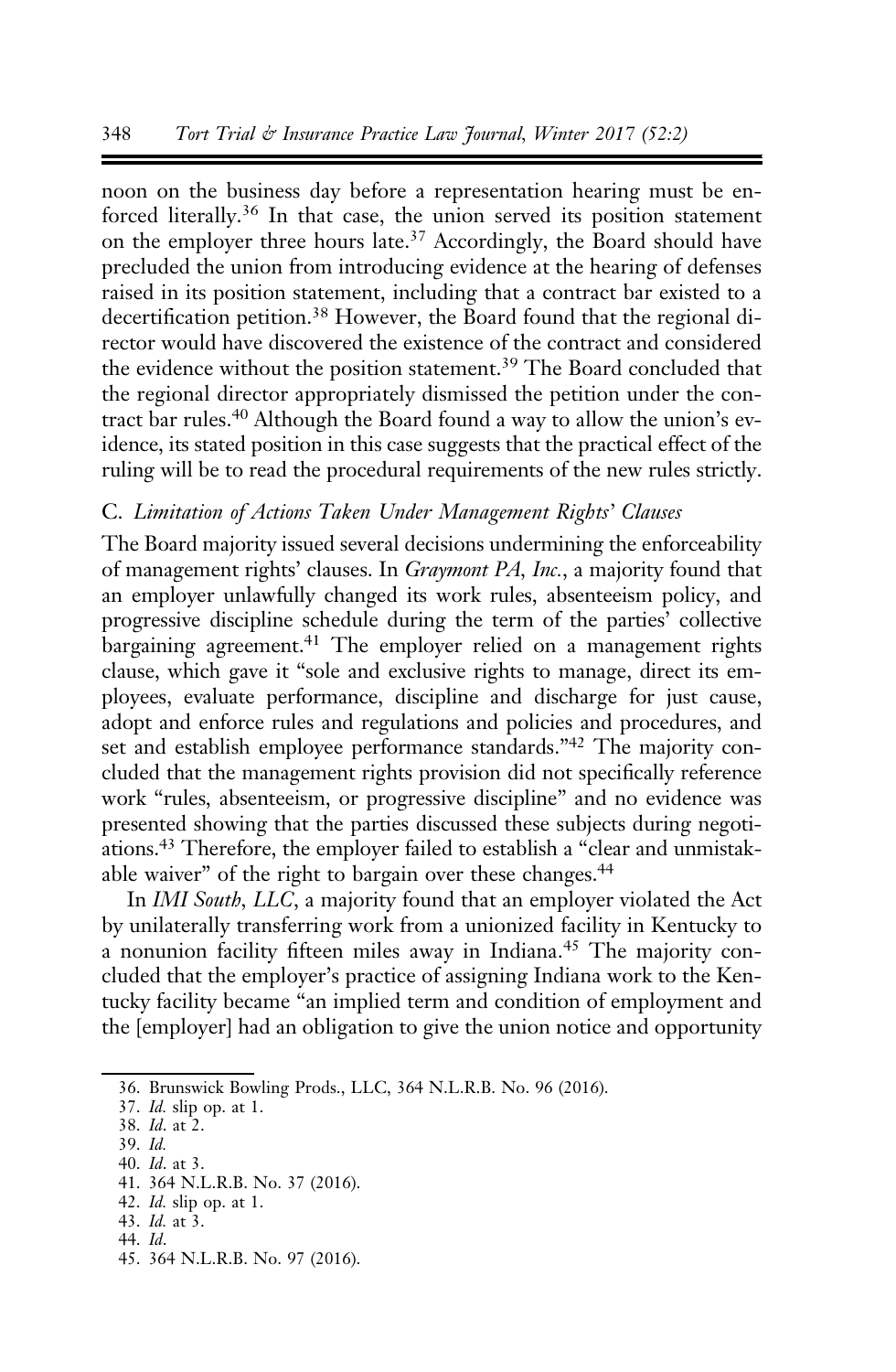noon on the business day before a representation hearing must be enforced literally.[36] In that case, the union served its position statement on the employer three hours late.[37] Accordingly, the Board should have precluded the union from introducing evidence at the hearing of defenses raised in its position statement, including that a contract bar existed to a decertification petition.[38] However, the Board found that the regional director would have discovered the existence of the contract and considered the evidence without the position statement.[39] The Board concluded that the regional director appropriately dismissed the petition under the contract bar rules.[40] Although the Board found a way to allow the union's evidence, its stated position in this case suggests that the practical effect of the ruling will be to read the procedural requirements of the new rules strictly.

### C. *Limitation of Actions Taken Under Management Rights' Clauses*

The Board majority issued several decisions undermining the enforceability of management rights' clauses. In *Graymont PA, Inc.*, a majority found that an employer unlawfully changed its work rules, absenteeism policy, and progressive discipline schedule during the term of the parties' collective bargaining agreement.[41] The employer relied on a management rights clause, which gave it "sole and exclusive rights to manage, direct its employees, evaluate performance, discipline and discharge for just cause, adopt and enforce rules and regulations and policies and procedures, and set and establish employee performance standards."[42] The majority concluded that the management rights provision did not specifically reference work "rules, absenteeism, or progressive discipline" and no evidence was presented showing that the parties discussed these subjects during negotiations.[43] Therefore, the employer failed to establish a "clear and unmistakable waiver" of the right to bargain over these changes.[44]

In *IMI South, LLC*, a majority found that an employer violated the Act by unilaterally transferring work from a unionized facility in Kentucky to a nonunion facility fifteen miles away in Indiana.[45] The majority concluded that the employer's practice of assigning Indiana work to the Kentucky facility became "an implied term and condition of employment and the [employer] had an obligation to give the union notice and opportunity

---

36. Brunswick Bowling Prods., LLC, 364 N.L.R.B. No. 96 (2016).
37. *Id.* slip op. at 1.
38. *Id*. at 2.
39. *Id.*
40. *Id*. at 3.
41. 364 N.L.R.B. No. 37 (2016).
42. *Id.* slip op. at 1.
43. *Id.* at 3.
44. *Id*.
45. 364 N.L.R.B. No. 97 (2016).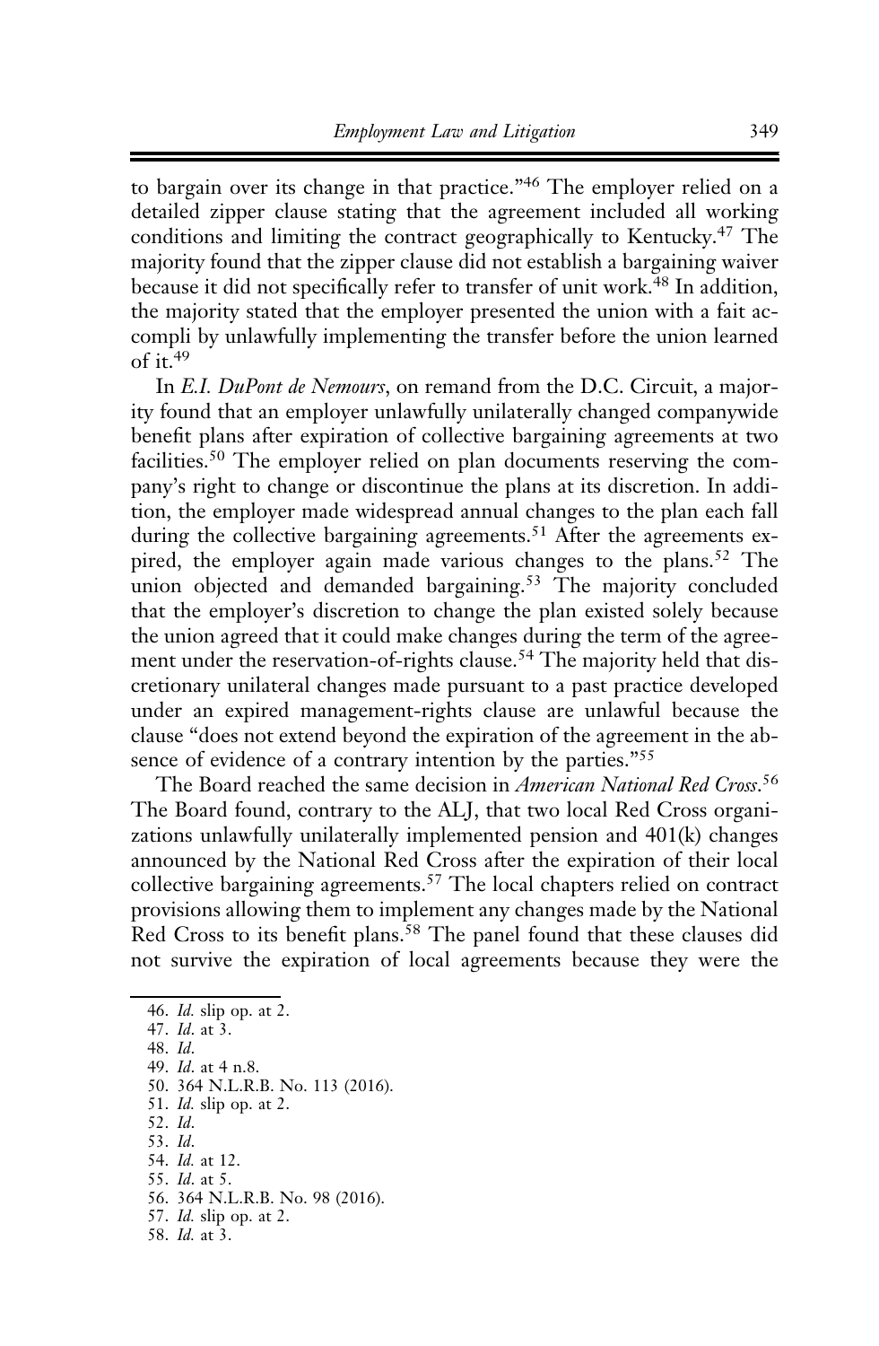to bargain over its change in that practice."[46] The employer relied on a detailed zipper clause stating that the agreement included all working conditions and limiting the contract geographically to Kentucky.[47] The majority found that the zipper clause did not establish a bargaining waiver because it did not specifically refer to transfer of unit work.[48] In addition, the majority stated that the employer presented the union with a fait accompli by unlawfully implementing the transfer before the union learned of it.[49]

In *E.I. DuPont de Nemours*, on remand from the D.C. Circuit, a majority found that an employer unlawfully unilaterally changed companywide benefit plans after expiration of collective bargaining agreements at two facilities.[50] The employer relied on plan documents reserving the company's right to change or discontinue the plans at its discretion. In addition, the employer made widespread annual changes to the plan each fall during the collective bargaining agreements.[51] After the agreements expired, the employer again made various changes to the plans.[52] The union objected and demanded bargaining.[53] The majority concluded that the employer's discretion to change the plan existed solely because the union agreed that it could make changes during the term of the agreement under the reservation-of-rights clause.[54] The majority held that discretionary unilateral changes made pursuant to a past practice developed under an expired management-rights clause are unlawful because the clause "does not extend beyond the expiration of the agreement in the absence of evidence of a contrary intention by the parties."[55]

The Board reached the same decision in *American National Red Cross*.[56] The Board found, contrary to the ALJ, that two local Red Cross organizations unlawfully unilaterally implemented pension and 401(k) changes announced by the National Red Cross after the expiration of their local collective bargaining agreements.[57] The local chapters relied on contract provisions allowing them to implement any changes made by the National Red Cross to its benefit plans.[58] The panel found that these clauses did not survive the expiration of local agreements because they were the

46. *Id.* slip op. at 2.
47. *Id*. at 3.
48. *Id*.
49. *Id*. at 4 n.8.
50. 364 N.L.R.B. No. 113 (2016).
51. *Id.* slip op. at 2.
52. *Id*.
53. *Id*.
54. *Id.* at 12.
55. *Id*. at 5.
56. 364 N.L.R.B. No. 98 (2016).
57. *Id.* slip op. at 2.
58. *Id.* at 3.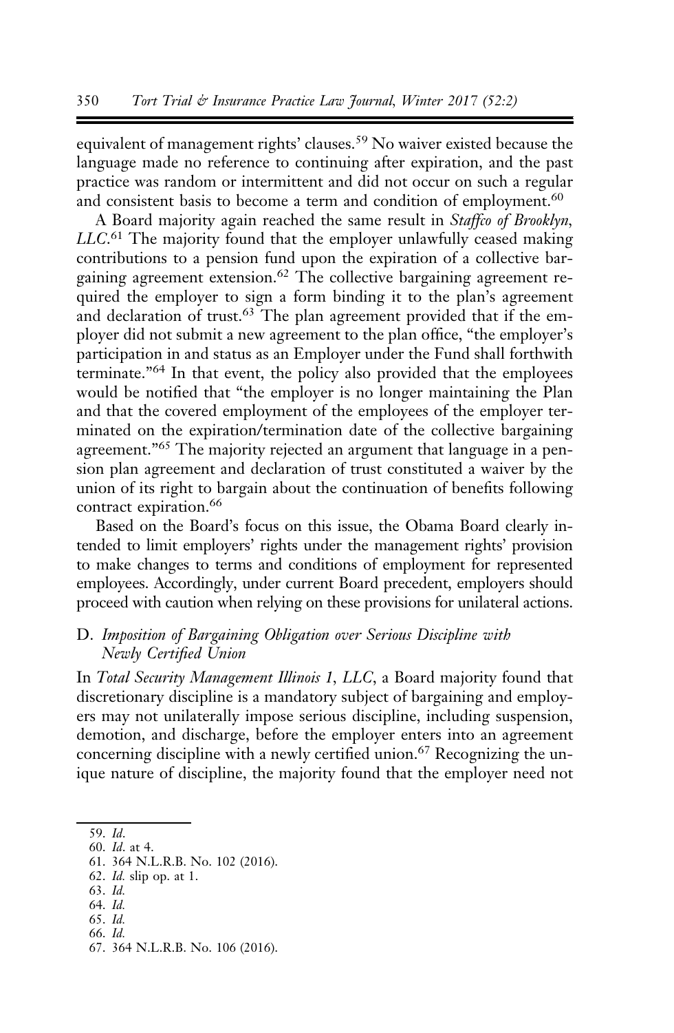equivalent of management rights' clauses.[59] No waiver existed because the language made no reference to continuing after expiration, and the past practice was random or intermittent and did not occur on such a regular and consistent basis to become a term and condition of employment.[60]

A Board majority again reached the same result in *Staffco of Brooklyn, LLC*.[61] The majority found that the employer unlawfully ceased making contributions to a pension fund upon the expiration of a collective bargaining agreement extension.[62] The collective bargaining agreement required the employer to sign a form binding it to the plan's agreement and declaration of trust.[63] The plan agreement provided that if the employer did not submit a new agreement to the plan office, "the employer's participation in and status as an Employer under the Fund shall forthwith terminate."[64] In that event, the policy also provided that the employees would be notified that "the employer is no longer maintaining the Plan and that the covered employment of the employees of the employer terminated on the expiration/termination date of the collective bargaining agreement."[65] The majority rejected an argument that language in a pension plan agreement and declaration of trust constituted a waiver by the union of its right to bargain about the continuation of benefits following contract expiration.[66]

Based on the Board's focus on this issue, the Obama Board clearly intended to limit employers' rights under the management rights' provision to make changes to terms and conditions of employment for represented employees. Accordingly, under current Board precedent, employers should proceed with caution when relying on these provisions for unilateral actions.

### D. *Imposition of Bargaining Obligation over Serious Discipline with Newly Certified Union*

In *Total Security Management Illinois 1, LLC*, a Board majority found that discretionary discipline is a mandatory subject of bargaining and employers may not unilaterally impose serious discipline, including suspension, demotion, and discharge, before the employer enters into an agreement concerning discipline with a newly certified union.[67] Recognizing the unique nature of discipline, the majority found that the employer need not

---

59. *Id.*
60. *Id.* at 4.
61. 364 N.L.R.B. No. 102 (2016).
62. *Id.* slip op. at 1.
63. *Id.*
64. *Id.*
65. *Id.*
66. *Id.*
67. 364 N.L.R.B. No. 106 (2016).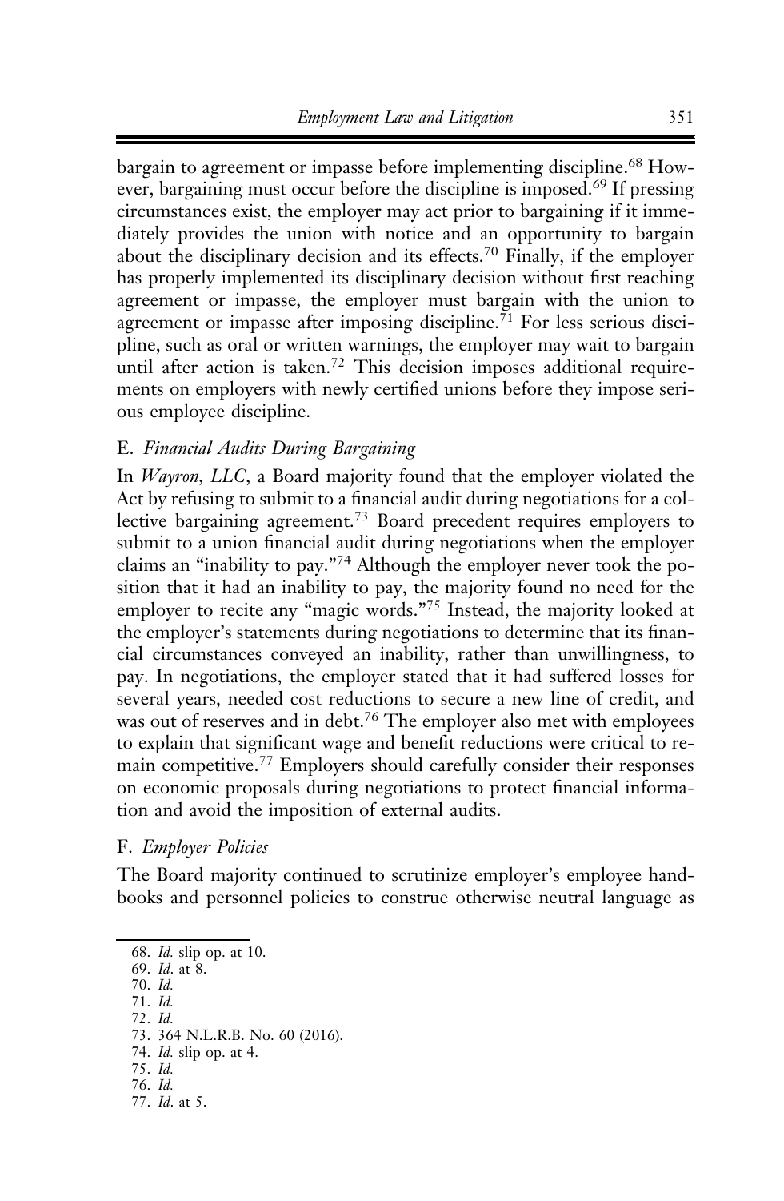bargain to agreement or impasse before implementing discipline.[68] However, bargaining must occur before the discipline is imposed.[69] If pressing circumstances exist, the employer may act prior to bargaining if it immediately provides the union with notice and an opportunity to bargain about the disciplinary decision and its effects.[70] Finally, if the employer has properly implemented its disciplinary decision without first reaching agreement or impasse, the employer must bargain with the union to agreement or impasse after imposing discipline.[71] For less serious discipline, such as oral or written warnings, the employer may wait to bargain until after action is taken.[72] This decision imposes additional requirements on employers with newly certified unions before they impose serious employee discipline.

### E. *Financial Audits During Bargaining*

In *Wayron, LLC*, a Board majority found that the employer violated the Act by refusing to submit to a financial audit during negotiations for a collective bargaining agreement.[73] Board precedent requires employers to submit to a union financial audit during negotiations when the employer claims an "inability to pay."[74] Although the employer never took the position that it had an inability to pay, the majority found no need for the employer to recite any "magic words."[75] Instead, the majority looked at the employer's statements during negotiations to determine that its financial circumstances conveyed an inability, rather than unwillingness, to pay. In negotiations, the employer stated that it had suffered losses for several years, needed cost reductions to secure a new line of credit, and was out of reserves and in debt.[76] The employer also met with employees to explain that significant wage and benefit reductions were critical to remain competitive.[77] Employers should carefully consider their responses on economic proposals during negotiations to protect financial information and avoid the imposition of external audits.

### F. *Employer Policies*

The Board majority continued to scrutinize employer's employee handbooks and personnel policies to construe otherwise neutral language as

---

68. *Id.* slip op. at 10.
69. *Id.* at 8.
70. *Id.*
71. *Id.*
72. *Id.*
73. 364 N.L.R.B. No. 60 (2016).
74. *Id.* slip op. at 4.
75. *Id.*
76. *Id.*
77. *Id.* at 5.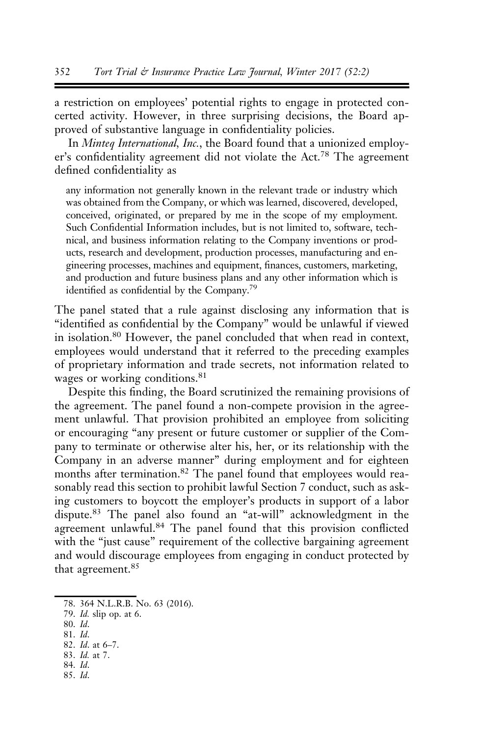a restriction on employees' potential rights to engage in protected concerted activity. However, in three surprising decisions, the Board approved of substantive language in confidentiality policies.

In *Minteq International, Inc.*, the Board found that a unionized employer's confidentiality agreement did not violate the Act.[78] The agreement defined confidentiality as

> any information not generally known in the relevant trade or industry which was obtained from the Company, or which was learned, discovered, developed, conceived, originated, or prepared by me in the scope of my employment. Such Confidential Information includes, but is not limited to, software, technical, and business information relating to the Company inventions or products, research and development, production processes, manufacturing and engineering processes, machines and equipment, finances, customers, marketing, and production and future business plans and any other information which is identified as confidential by the Company.[79]

The panel stated that a rule against disclosing any information that is "identified as confidential by the Company" would be unlawful if viewed in isolation.[80] However, the panel concluded that when read in context, employees would understand that it referred to the preceding examples of proprietary information and trade secrets, not information related to wages or working conditions.[81]

Despite this finding, the Board scrutinized the remaining provisions of the agreement. The panel found a non-compete provision in the agreement unlawful. That provision prohibited an employee from soliciting or encouraging "any present or future customer or supplier of the Company to terminate or otherwise alter his, her, or its relationship with the Company in an adverse manner" during employment and for eighteen months after termination.[82] The panel found that employees would reasonably read this section to prohibit lawful Section 7 conduct, such as asking customers to boycott the employer's products in support of a labor dispute.[83] The panel also found an "at-will" acknowledgment in the agreement unlawful.[84] The panel found that this provision conflicted with the "just cause" requirement of the collective bargaining agreement and would discourage employees from engaging in conduct protected by that agreement.[85]

---

78. 364 N.L.R.B. No. 63 (2016).
79. *Id.* slip op. at 6.
80. *Id.*
81. *Id.*
82. *Id.* at 6–7.
83. *Id.* at 7.
84. *Id.*
85. *Id.*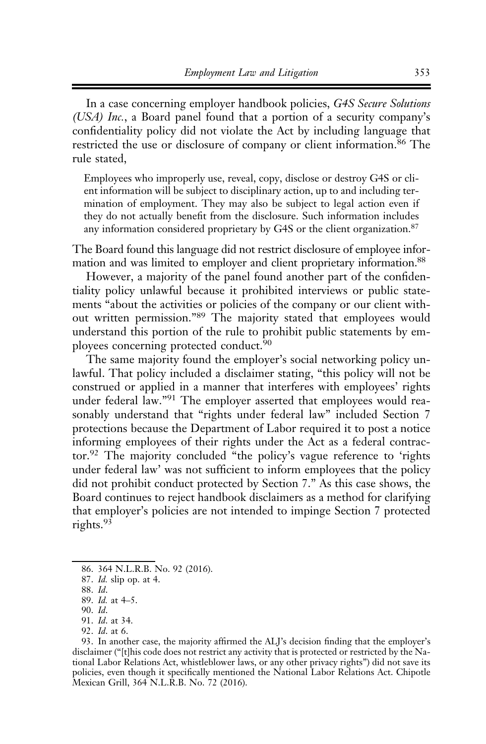In a case concerning employer handbook policies, *G4S Secure Solutions (USA) Inc.*, a Board panel found that a portion of a security company's confidentiality policy did not violate the Act by including language that restricted the use or disclosure of company or client information.[86] The rule stated,

> Employees who improperly use, reveal, copy, disclose or destroy G4S or client information will be subject to disciplinary action, up to and including termination of employment. They may also be subject to legal action even if they do not actually benefit from the disclosure. Such information includes any information considered proprietary by G4S or the client organization.[87]

The Board found this language did not restrict disclosure of employee information and was limited to employer and client proprietary information.[88]

However, a majority of the panel found another part of the confidentiality policy unlawful because it prohibited interviews or public statements "about the activities or policies of the company or our client without written permission."[89] The majority stated that employees would understand this portion of the rule to prohibit public statements by employees concerning protected conduct.[90]

The same majority found the employer's social networking policy unlawful. That policy included a disclaimer stating, "this policy will not be construed or applied in a manner that interferes with employees' rights under federal law."[91] The employer asserted that employees would reasonably understand that "rights under federal law" included Section 7 protections because the Department of Labor required it to post a notice informing employees of their rights under the Act as a federal contractor.[92] The majority concluded "the policy's vague reference to 'rights under federal law' was not sufficient to inform employees that the policy did not prohibit conduct protected by Section 7." As this case shows, the Board continues to reject handbook disclaimers as a method for clarifying that employer's policies are not intended to impinge Section 7 protected rights.[93]

---

86. 364 N.L.R.B. No. 92 (2016).

87. *Id.* slip op. at 4.

88. *Id.*

89. *Id.* at 4–5.

90. *Id.*

91. *Id.* at 34.

92. *Id.* at 6.

93. In another case, the majority affirmed the ALJ's decision finding that the employer's disclaimer ("[t]his code does not restrict any activity that is protected or restricted by the National Labor Relations Act, whistleblower laws, or any other privacy rights") did not save its policies, even though it specifically mentioned the National Labor Relations Act. Chipotle Mexican Grill, 364 N.L.R.B. No. 72 (2016).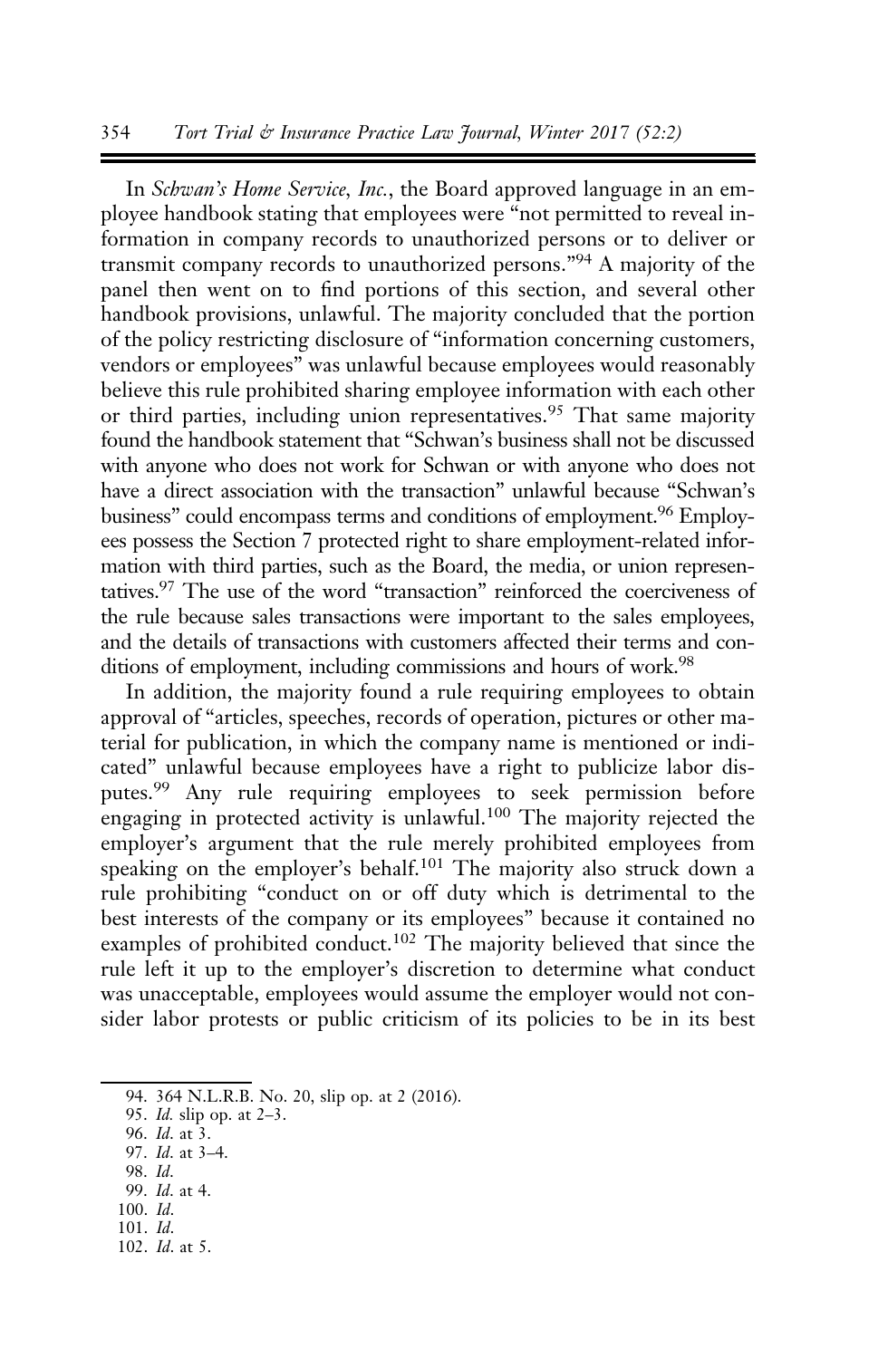In *Schwan's Home Service, Inc.*, the Board approved language in an employee handbook stating that employees were "not permitted to reveal information in company records to unauthorized persons or to deliver or transmit company records to unauthorized persons."[94] A majority of the panel then went on to find portions of this section, and several other handbook provisions, unlawful. The majority concluded that the portion of the policy restricting disclosure of "information concerning customers, vendors or employees" was unlawful because employees would reasonably believe this rule prohibited sharing employee information with each other or third parties, including union representatives.[95] That same majority found the handbook statement that "Schwan's business shall not be discussed with anyone who does not work for Schwan or with anyone who does not have a direct association with the transaction" unlawful because "Schwan's business" could encompass terms and conditions of employment.[96] Employees possess the Section 7 protected right to share employment-related information with third parties, such as the Board, the media, or union representatives.[97] The use of the word "transaction" reinforced the coerciveness of the rule because sales transactions were important to the sales employees, and the details of transactions with customers affected their terms and conditions of employment, including commissions and hours of work.[98]

In addition, the majority found a rule requiring employees to obtain approval of "articles, speeches, records of operation, pictures or other material for publication, in which the company name is mentioned or indicated" unlawful because employees have a right to publicize labor disputes.[99] Any rule requiring employees to seek permission before engaging in protected activity is unlawful.[100] The majority rejected the employer's argument that the rule merely prohibited employees from speaking on the employer's behalf.[101] The majority also struck down a rule prohibiting "conduct on or off duty which is detrimental to the best interests of the company or its employees" because it contained no examples of prohibited conduct.[102] The majority believed that since the rule left it up to the employer's discretion to determine what conduct was unacceptable, employees would assume the employer would not consider labor protests or public criticism of its policies to be in its best

94. 364 N.L.R.B. No. 20, slip op. at 2 (2016).
95. *Id.* slip op. at 2–3.
96. *Id.* at 3.
97. *Id.* at 3–4.
98. *Id.*
99. *Id.* at 4.
100. *Id.*
101. *Id.*
102. *Id.* at 5.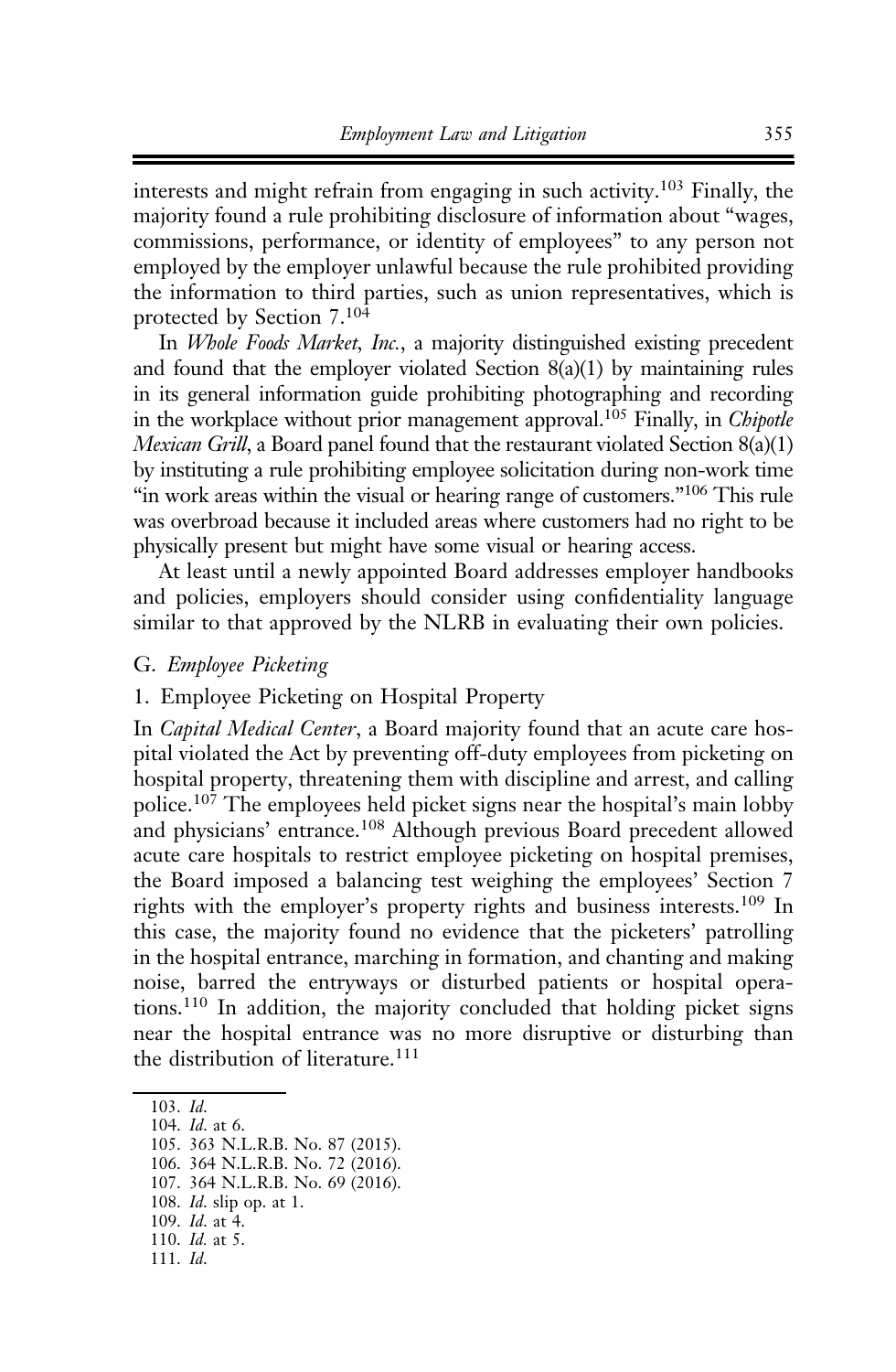interests and might refrain from engaging in such activity.[103] Finally, the majority found a rule prohibiting disclosure of information about "wages, commissions, performance, or identity of employees" to any person not employed by the employer unlawful because the rule prohibited providing the information to third parties, such as union representatives, which is protected by Section 7.[104]

In *Whole Foods Market, Inc.*, a majority distinguished existing precedent and found that the employer violated Section 8(a)(1) by maintaining rules in its general information guide prohibiting photographing and recording in the workplace without prior management approval.[105] Finally, in *Chipotle Mexican Grill*, a Board panel found that the restaurant violated Section 8(a)(1) by instituting a rule prohibiting employee solicitation during non-work time "in work areas within the visual or hearing range of customers."[106] This rule was overbroad because it included areas where customers had no right to be physically present but might have some visual or hearing access.

At least until a newly appointed Board addresses employer handbooks and policies, employers should consider using confidentiality language similar to that approved by the NLRB in evaluating their own policies.

## G. *Employee Picketing*

### 1. Employee Picketing on Hospital Property

In *Capital Medical Center*, a Board majority found that an acute care hospital violated the Act by preventing off-duty employees from picketing on hospital property, threatening them with discipline and arrest, and calling police.[107] The employees held picket signs near the hospital's main lobby and physicians' entrance.[108] Although previous Board precedent allowed acute care hospitals to restrict employee picketing on hospital premises, the Board imposed a balancing test weighing the employees' Section 7 rights with the employer's property rights and business interests.[109] In this case, the majority found no evidence that the picketers' patrolling in the hospital entrance, marching in formation, and chanting and making noise, barred the entryways or disturbed patients or hospital operations.[110] In addition, the majority concluded that holding picket signs near the hospital entrance was no more disruptive or disturbing than the distribution of literature.[111]

---

103. *Id.*
104. *Id.* at 6.
105. 363 N.L.R.B. No. 87 (2015).
106. 364 N.L.R.B. No. 72 (2016).
107. 364 N.L.R.B. No. 69 (2016).
108. *Id.* slip op. at 1.
109. *Id.* at 4.
110. *Id.* at 5.
111. *Id.*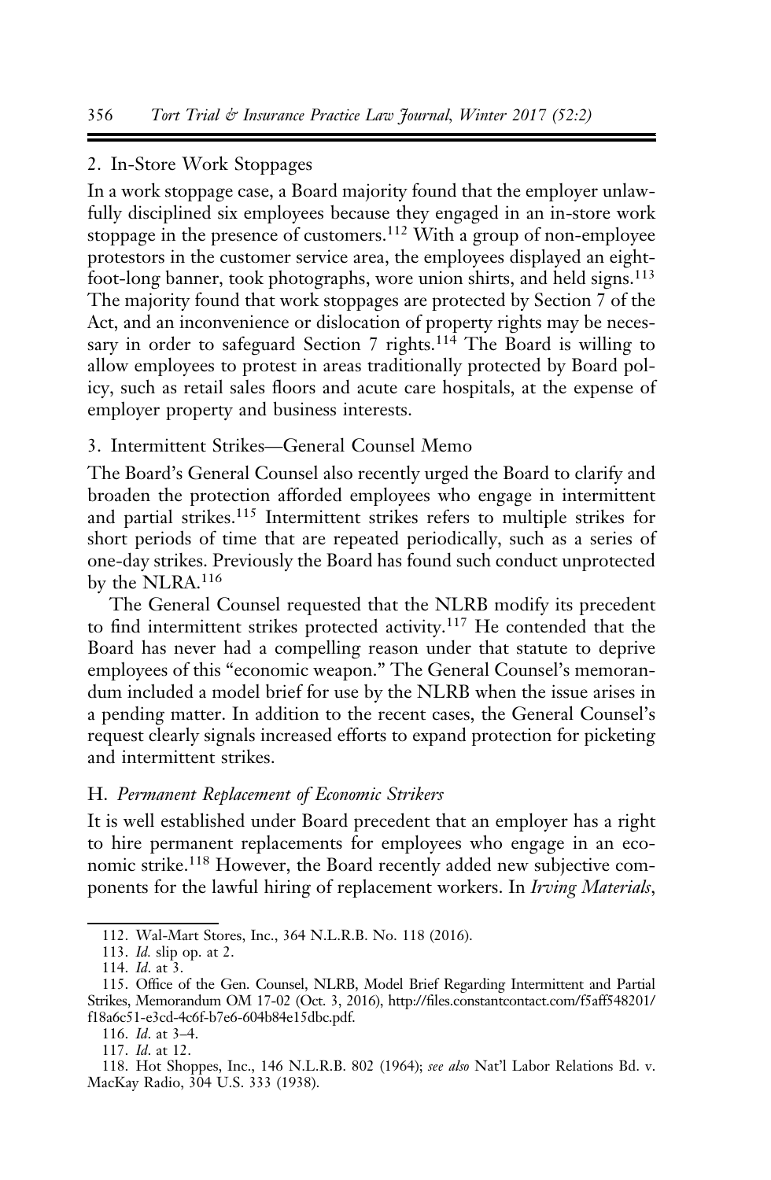### 2. In-Store Work Stoppages

In a work stoppage case, a Board majority found that the employer unlawfully disciplined six employees because they engaged in an in-store work stoppage in the presence of customers.[112] With a group of non-employee protestors in the customer service area, the employees displayed an eight-foot-long banner, took photographs, wore union shirts, and held signs.[113] The majority found that work stoppages are protected by Section 7 of the Act, and an inconvenience or dislocation of property rights may be necessary in order to safeguard Section 7 rights.[114] The Board is willing to allow employees to protest in areas traditionally protected by Board policy, such as retail sales floors and acute care hospitals, at the expense of employer property and business interests.

### 3. Intermittent Strikes—General Counsel Memo

The Board's General Counsel also recently urged the Board to clarify and broaden the protection afforded employees who engage in intermittent and partial strikes.[115] Intermittent strikes refers to multiple strikes for short periods of time that are repeated periodically, such as a series of one-day strikes. Previously the Board has found such conduct unprotected by the NLRA.[116]

The General Counsel requested that the NLRB modify its precedent to find intermittent strikes protected activity.[117] He contended that the Board has never had a compelling reason under that statute to deprive employees of this "economic weapon." The General Counsel's memorandum included a model brief for use by the NLRB when the issue arises in a pending matter. In addition to the recent cases, the General Counsel's request clearly signals increased efforts to expand protection for picketing and intermittent strikes.

## H. *Permanent Replacement of Economic Strikers*

It is well established under Board precedent that an employer has a right to hire permanent replacements for employees who engage in an economic strike.[118] However, the Board recently added new subjective components for the lawful hiring of replacement workers. In *Irving Materials*,

---

112. Wal-Mart Stores, Inc., 364 N.L.R.B. No. 118 (2016).

113. *Id.* slip op. at 2.

114. *Id.* at 3.

115. Office of the Gen. Counsel, NLRB, Model Brief Regarding Intermittent and Partial Strikes, Memorandum OM 17-02 (Oct. 3, 2016), http://files.constantcontact.com/f5aff548201/f18a6c51-e3cd-4c6f-b7e6-604b84e15dbc.pdf.

116. *Id.* at 3–4.

117. *Id.* at 12.

118. Hot Shoppes, Inc., 146 N.L.R.B. 802 (1964); *see also* Nat'l Labor Relations Bd. v. MacKay Radio, 304 U.S. 333 (1938).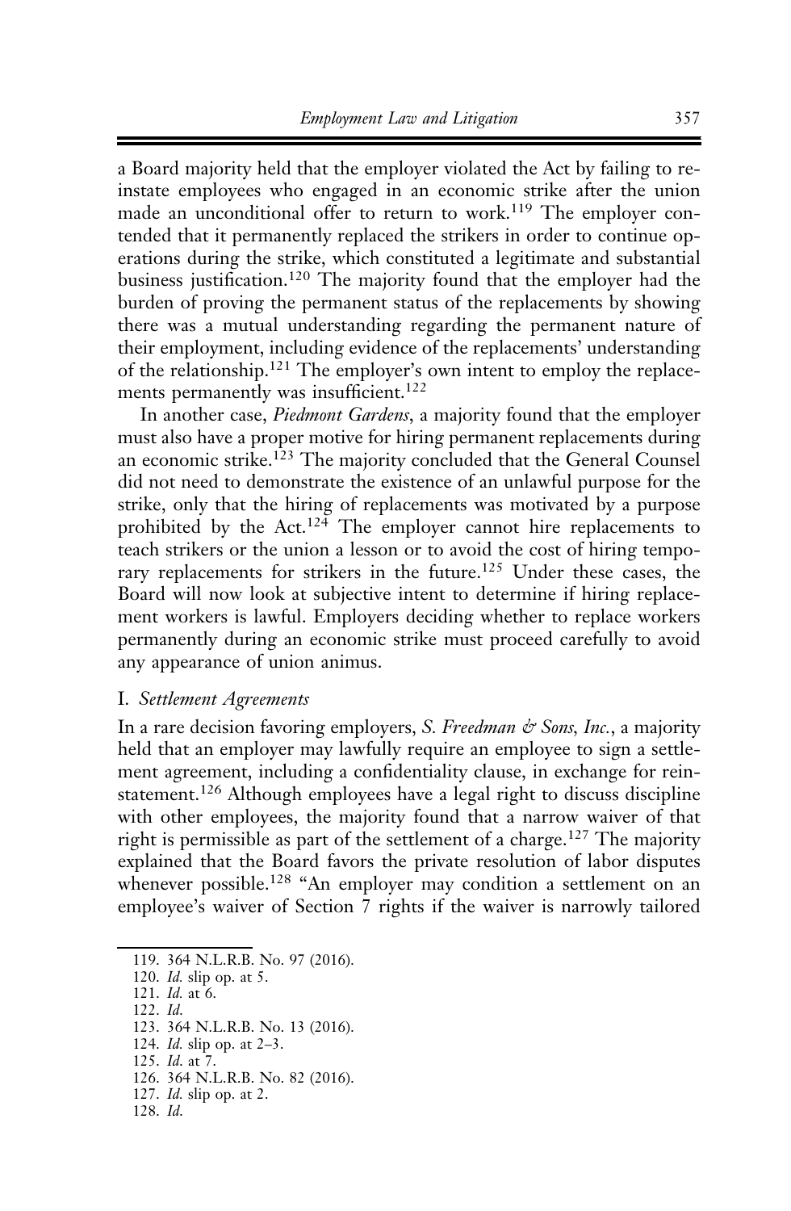a Board majority held that the employer violated the Act by failing to reinstate employees who engaged in an economic strike after the union made an unconditional offer to return to work.[119] The employer contended that it permanently replaced the strikers in order to continue operations during the strike, which constituted a legitimate and substantial business justification.[120] The majority found that the employer had the burden of proving the permanent status of the replacements by showing there was a mutual understanding regarding the permanent nature of their employment, including evidence of the replacements' understanding of the relationship.[121] The employer's own intent to employ the replacements permanently was insufficient.[122]

In another case, *Piedmont Gardens*, a majority found that the employer must also have a proper motive for hiring permanent replacements during an economic strike.[123] The majority concluded that the General Counsel did not need to demonstrate the existence of an unlawful purpose for the strike, only that the hiring of replacements was motivated by a purpose prohibited by the Act.[124] The employer cannot hire replacements to teach strikers or the union a lesson or to avoid the cost of hiring temporary replacements for strikers in the future.[125] Under these cases, the Board will now look at subjective intent to determine if hiring replacement workers is lawful. Employers deciding whether to replace workers permanently during an economic strike must proceed carefully to avoid any appearance of union animus.

### I. *Settlement Agreements*

In a rare decision favoring employers, *S. Freedman & Sons, Inc.*, a majority held that an employer may lawfully require an employee to sign a settlement agreement, including a confidentiality clause, in exchange for reinstatement.[126] Although employees have a legal right to discuss discipline with other employees, the majority found that a narrow waiver of that right is permissible as part of the settlement of a charge.[127] The majority explained that the Board favors the private resolution of labor disputes whenever possible.[128] "An employer may condition a settlement on an employee's waiver of Section 7 rights if the waiver is narrowly tailored

119. 364 N.L.R.B. No. 97 (2016).
120. *Id.* slip op. at 5.
121. *Id.* at 6.
122. *Id.*
123. 364 N.L.R.B. No. 13 (2016).
124. *Id.* slip op. at 2–3.
125. *Id.* at 7.
126. 364 N.L.R.B. No. 82 (2016).
127. *Id.* slip op. at 2.
128. *Id.*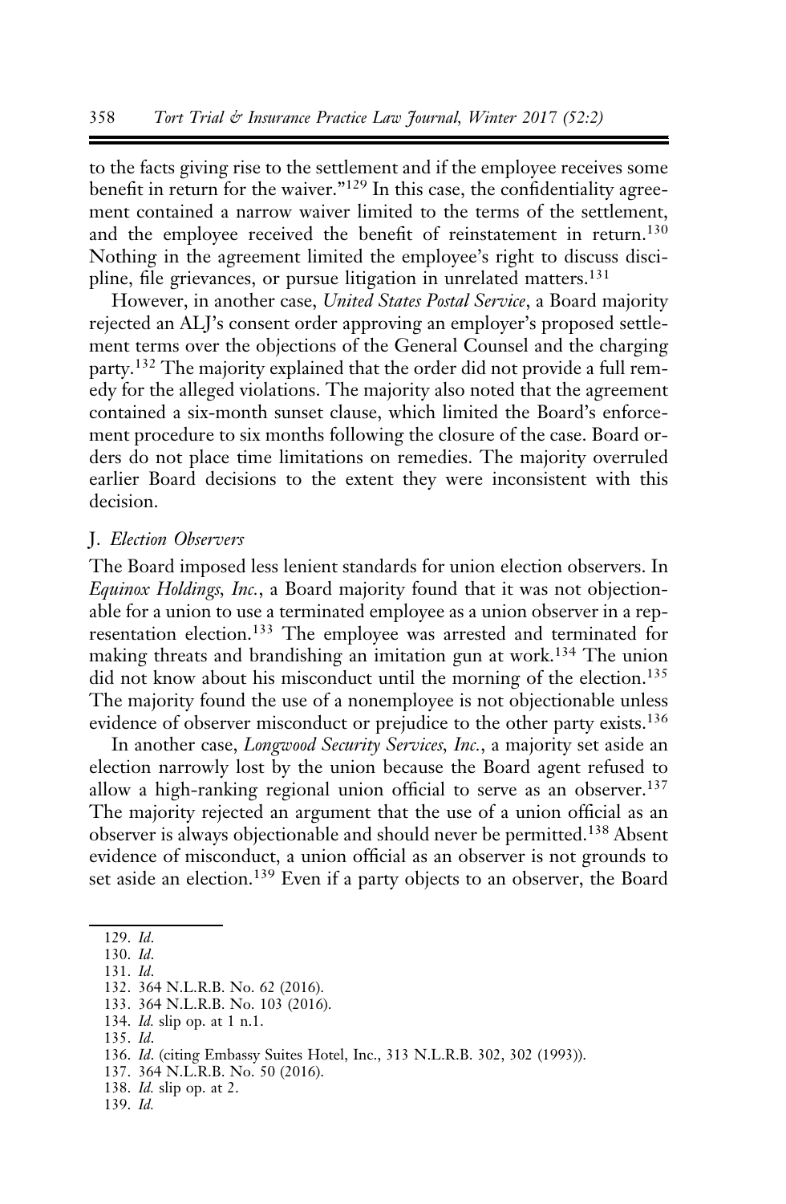to the facts giving rise to the settlement and if the employee receives some benefit in return for the waiver."[129] In this case, the confidentiality agreement contained a narrow waiver limited to the terms of the settlement, and the employee received the benefit of reinstatement in return.[130] Nothing in the agreement limited the employee's right to discuss discipline, file grievances, or pursue litigation in unrelated matters.[131]

However, in another case, *United States Postal Service*, a Board majority rejected an ALJ's consent order approving an employer's proposed settlement terms over the objections of the General Counsel and the charging party.[132] The majority explained that the order did not provide a full remedy for the alleged violations. The majority also noted that the agreement contained a six-month sunset clause, which limited the Board's enforcement procedure to six months following the closure of the case. Board orders do not place time limitations on remedies. The majority overruled earlier Board decisions to the extent they were inconsistent with this decision.

### J. *Election Observers*

The Board imposed less lenient standards for union election observers. In *Equinox Holdings, Inc.*, a Board majority found that it was not objectionable for a union to use a terminated employee as a union observer in a representation election.[133] The employee was arrested and terminated for making threats and brandishing an imitation gun at work.[134] The union did not know about his misconduct until the morning of the election.[135] The majority found the use of a nonemployee is not objectionable unless evidence of observer misconduct or prejudice to the other party exists.[136]

In another case, *Longwood Security Services, Inc.*, a majority set aside an election narrowly lost by the union because the Board agent refused to allow a high-ranking regional union official to serve as an observer.[137] The majority rejected an argument that the use of a union official as an observer is always objectionable and should never be permitted.[138] Absent evidence of misconduct, a union official as an observer is not grounds to set aside an election.[139] Even if a party objects to an observer, the Board

129. *Id*.
130. *Id*.
131. *Id*.
132. 364 N.L.R.B. No. 62 (2016).
133. 364 N.L.R.B. No. 103 (2016).
134. *Id.* slip op. at 1 n.1.
135. *Id*.
136. *Id*. (citing Embassy Suites Hotel, Inc., 313 N.L.R.B. 302, 302 (1993)).
137. 364 N.L.R.B. No. 50 (2016).
138. *Id.* slip op. at 2.
139. *Id.*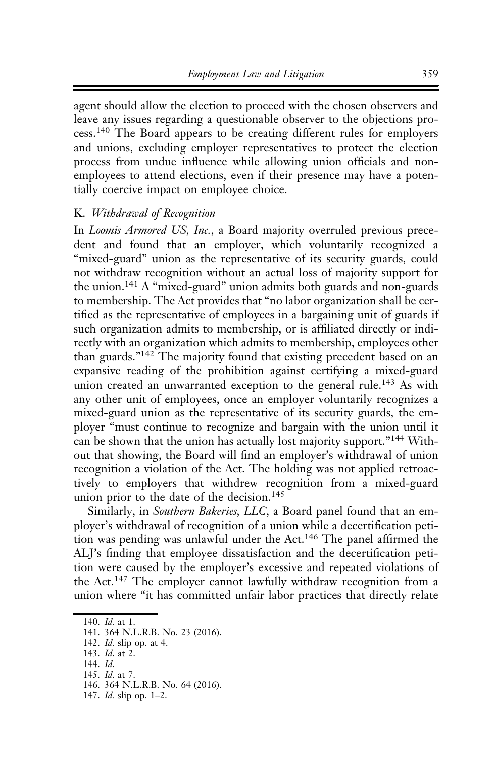agent should allow the election to proceed with the chosen observers and leave any issues regarding a questionable observer to the objections process.[140] The Board appears to be creating different rules for employers and unions, excluding employer representatives to protect the election process from undue influence while allowing union officials and non-employees to attend elections, even if their presence may have a potentially coercive impact on employee choice.

### K. *Withdrawal of Recognition*

In *Loomis Armored US, Inc.*, a Board majority overruled previous precedent and found that an employer, which voluntarily recognized a "mixed-guard" union as the representative of its security guards, could not withdraw recognition without an actual loss of majority support for the union.[141] A "mixed-guard" union admits both guards and non-guards to membership. The Act provides that "no labor organization shall be certified as the representative of employees in a bargaining unit of guards if such organization admits to membership, or is affiliated directly or indirectly with an organization which admits to membership, employees other than guards."[142] The majority found that existing precedent based on an expansive reading of the prohibition against certifying a mixed-guard union created an unwarranted exception to the general rule.[143] As with any other unit of employees, once an employer voluntarily recognizes a mixed-guard union as the representative of its security guards, the employer "must continue to recognize and bargain with the union until it can be shown that the union has actually lost majority support."[144] Without that showing, the Board will find an employer's withdrawal of union recognition a violation of the Act. The holding was not applied retroactively to employers that withdrew recognition from a mixed-guard union prior to the date of the decision.[145]

Similarly, in *Southern Bakeries, LLC*, a Board panel found that an employer's withdrawal of recognition of a union while a decertification petition was pending was unlawful under the Act.[146] The panel affirmed the ALJ's finding that employee dissatisfaction and the decertification petition were caused by the employer's excessive and repeated violations of the Act.[147] The employer cannot lawfully withdraw recognition from a union where "it has committed unfair labor practices that directly relate

140. *Id.* at 1.
141. 364 N.L.R.B. No. 23 (2016).
142. *Id.* slip op. at 4.
143. *Id.* at 2.
144. *Id.*
145. *Id.* at 7.
146. 364 N.L.R.B. No. 64 (2016).
147. *Id.* slip op. 1–2.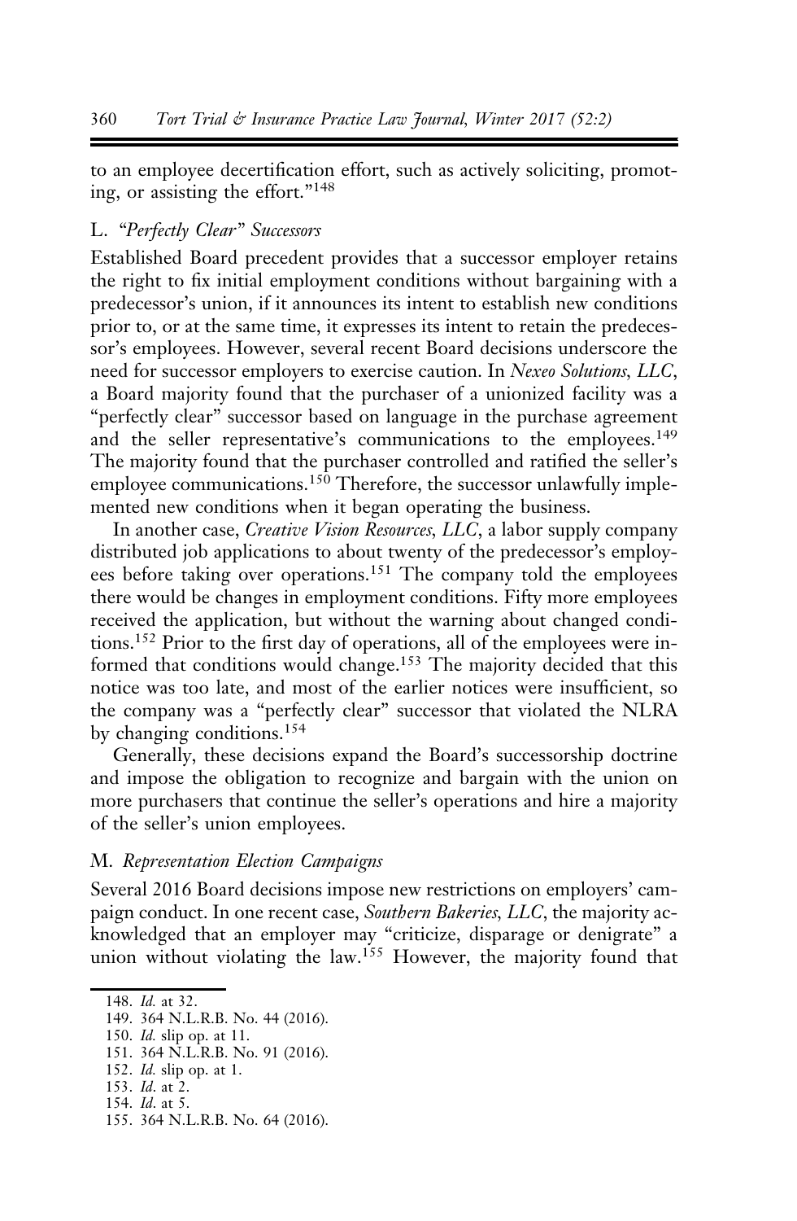to an employee decertification effort, such as actively soliciting, promoting, or assisting the effort."[148]

### L. *"Perfectly Clear" Successors*

Established Board precedent provides that a successor employer retains the right to fix initial employment conditions without bargaining with a predecessor's union, if it announces its intent to establish new conditions prior to, or at the same time, it expresses its intent to retain the predecessor's employees. However, several recent Board decisions underscore the need for successor employers to exercise caution. In *Nexeo Solutions, LLC*, a Board majority found that the purchaser of a unionized facility was a "perfectly clear" successor based on language in the purchase agreement and the seller representative's communications to the employees.[149] The majority found that the purchaser controlled and ratified the seller's employee communications.[150] Therefore, the successor unlawfully implemented new conditions when it began operating the business.

In another case, *Creative Vision Resources, LLC*, a labor supply company distributed job applications to about twenty of the predecessor's employees before taking over operations.[151] The company told the employees there would be changes in employment conditions. Fifty more employees received the application, but without the warning about changed conditions.[152] Prior to the first day of operations, all of the employees were informed that conditions would change.[153] The majority decided that this notice was too late, and most of the earlier notices were insufficient, so the company was a "perfectly clear" successor that violated the NLRA by changing conditions.[154]

Generally, these decisions expand the Board's successorship doctrine and impose the obligation to recognize and bargain with the union on more purchasers that continue the seller's operations and hire a majority of the seller's union employees.

### M. *Representation Election Campaigns*

Several 2016 Board decisions impose new restrictions on employers' campaign conduct. In one recent case, *Southern Bakeries, LLC*, the majority acknowledged that an employer may "criticize, disparage or denigrate" a union without violating the law.[155] However, the majority found that

---

148. *Id.* at 32.
149. 364 N.L.R.B. No. 44 (2016).
150. *Id.* slip op. at 11.
151. 364 N.L.R.B. No. 91 (2016).
152. *Id.* slip op. at 1.
153. *Id.* at 2.
154. *Id.* at 5.
155. 364 N.L.R.B. No. 64 (2016).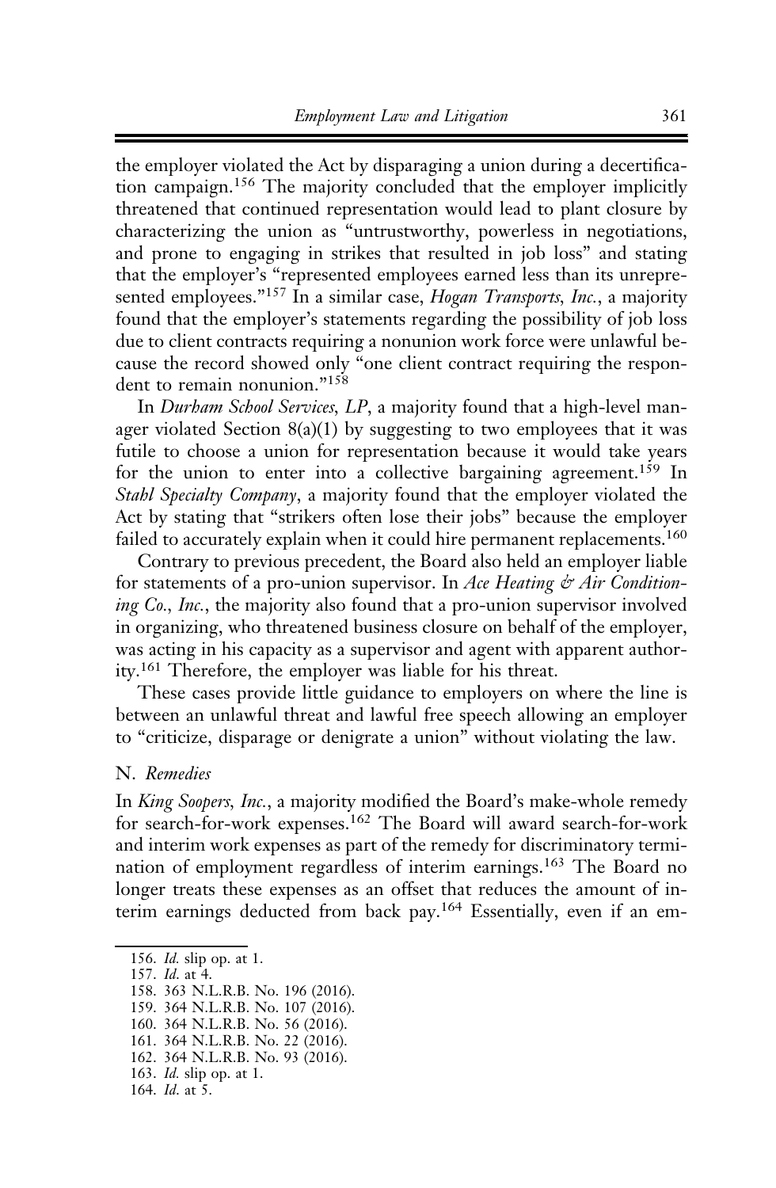the employer violated the Act by disparaging a union during a decertification campaign.[156] The majority concluded that the employer implicitly threatened that continued representation would lead to plant closure by characterizing the union as "untrustworthy, powerless in negotiations, and prone to engaging in strikes that resulted in job loss" and stating that the employer's "represented employees earned less than its unrepresented employees."[157] In a similar case, *Hogan Transports, Inc.*, a majority found that the employer's statements regarding the possibility of job loss due to client contracts requiring a nonunion work force were unlawful because the record showed only "one client contract requiring the respondent to remain nonunion."[158]

In *Durham School Services, LP*, a majority found that a high-level manager violated Section 8(a)(1) by suggesting to two employees that it was futile to choose a union for representation because it would take years for the union to enter into a collective bargaining agreement.[159] In *Stahl Specialty Company*, a majority found that the employer violated the Act by stating that "strikers often lose their jobs" because the employer failed to accurately explain when it could hire permanent replacements.[160]

Contrary to previous precedent, the Board also held an employer liable for statements of a pro-union supervisor. In *Ace Heating & Air Conditioning Co., Inc.*, the majority also found that a pro-union supervisor involved in organizing, who threatened business closure on behalf of the employer, was acting in his capacity as a supervisor and agent with apparent authority.[161] Therefore, the employer was liable for his threat.

These cases provide little guidance to employers on where the line is between an unlawful threat and lawful free speech allowing an employer to "criticize, disparage or denigrate a union" without violating the law.

## N. *Remedies*

In *King Soopers, Inc.*, a majority modified the Board's make-whole remedy for search-for-work expenses.[162] The Board will award search-for-work and interim work expenses as part of the remedy for discriminatory termination of employment regardless of interim earnings.[163] The Board no longer treats these expenses as an offset that reduces the amount of interim earnings deducted from back pay.[164] Essentially, even if an em-

---

156. *Id.* slip op. at 1.
157. *Id.* at 4.
158. 363 N.L.R.B. No. 196 (2016).
159. 364 N.L.R.B. No. 107 (2016).
160. 364 N.L.R.B. No. 56 (2016).
161. 364 N.L.R.B. No. 22 (2016).
162. 364 N.L.R.B. No. 93 (2016).
163. *Id.* slip op. at 1.
164. *Id.* at 5.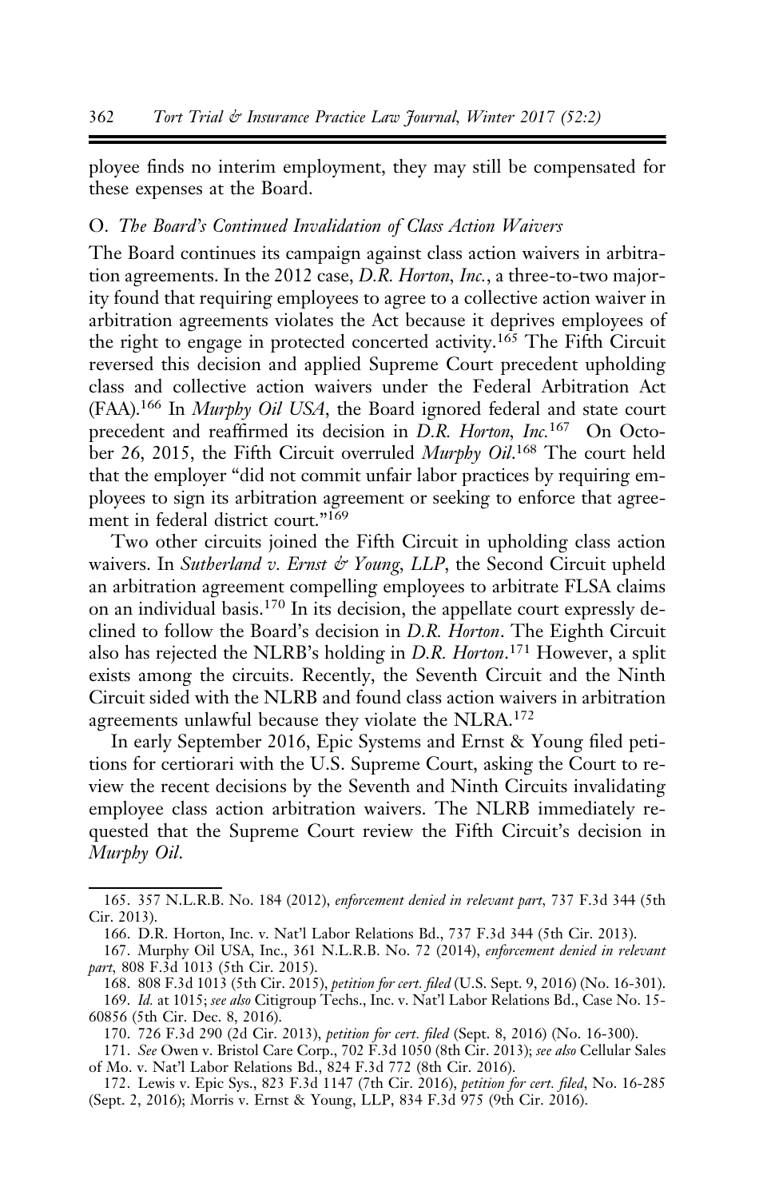ployee finds no interim employment, they may still be compensated for these expenses at the Board.

### O. *The Board's Continued Invalidation of Class Action Waivers*

The Board continues its campaign against class action waivers in arbitration agreements. In the 2012 case, *D.R. Horton, Inc.*, a three-to-two majority found that requiring employees to agree to a collective action waiver in arbitration agreements violates the Act because it deprives employees of the right to engage in protected concerted activity.[165] The Fifth Circuit reversed this decision and applied Supreme Court precedent upholding class and collective action waivers under the Federal Arbitration Act (FAA).[166] In *Murphy Oil USA*, the Board ignored federal and state court precedent and reaffirmed its decision in *D.R. Horton, Inc.*[167] On October 26, 2015, the Fifth Circuit overruled *Murphy Oil*.[168] The court held that the employer "did not commit unfair labor practices by requiring employees to sign its arbitration agreement or seeking to enforce that agreement in federal district court."[169]

Two other circuits joined the Fifth Circuit in upholding class action waivers. In *Sutherland v. Ernst & Young, LLP*, the Second Circuit upheld an arbitration agreement compelling employees to arbitrate FLSA claims on an individual basis.[170] In its decision, the appellate court expressly declined to follow the Board's decision in *D.R. Horton*. The Eighth Circuit also has rejected the NLRB's holding in *D.R. Horton*.[171] However, a split exists among the circuits. Recently, the Seventh Circuit and the Ninth Circuit sided with the NLRB and found class action waivers in arbitration agreements unlawful because they violate the NLRA.[172]

In early September 2016, Epic Systems and Ernst & Young filed petitions for certiorari with the U.S. Supreme Court, asking the Court to review the recent decisions by the Seventh and Ninth Circuits invalidating employee class action arbitration waivers. The NLRB immediately requested that the Supreme Court review the Fifth Circuit's decision in *Murphy Oil*.

---

165. 357 N.L.R.B. No. 184 (2012), *enforcement denied in relevant part*, 737 F.3d 344 (5th Cir. 2013).

166. D.R. Horton, Inc. v. Nat'l Labor Relations Bd., 737 F.3d 344 (5th Cir. 2013).

167. Murphy Oil USA, Inc., 361 N.L.R.B. No. 72 (2014), *enforcement denied in relevant part*, 808 F.3d 1013 (5th Cir. 2015).

168. 808 F.3d 1013 (5th Cir. 2015), *petition for cert. filed* (U.S. Sept. 9, 2016) (No. 16-301).

169. *Id.* at 1015; *see also* Citigroup Techs., Inc. v. Nat'l Labor Relations Bd., Case No. 15-60856 (5th Cir. Dec. 8, 2016).

170. 726 F.3d 290 (2d Cir. 2013), *petition for cert. filed* (Sept. 8, 2016) (No. 16-300).

171. *See* Owen v. Bristol Care Corp., 702 F.3d 1050 (8th Cir. 2013); *see also* Cellular Sales of Mo. v. Nat'l Labor Relations Bd., 824 F.3d 772 (8th Cir. 2016).

172. Lewis v. Epic Sys., 823 F.3d 1147 (7th Cir. 2016), *petition for cert. filed*, No. 16-285 (Sept. 2, 2016); Morris v. Ernst & Young, LLP, 834 F.3d 975 (9th Cir. 2016).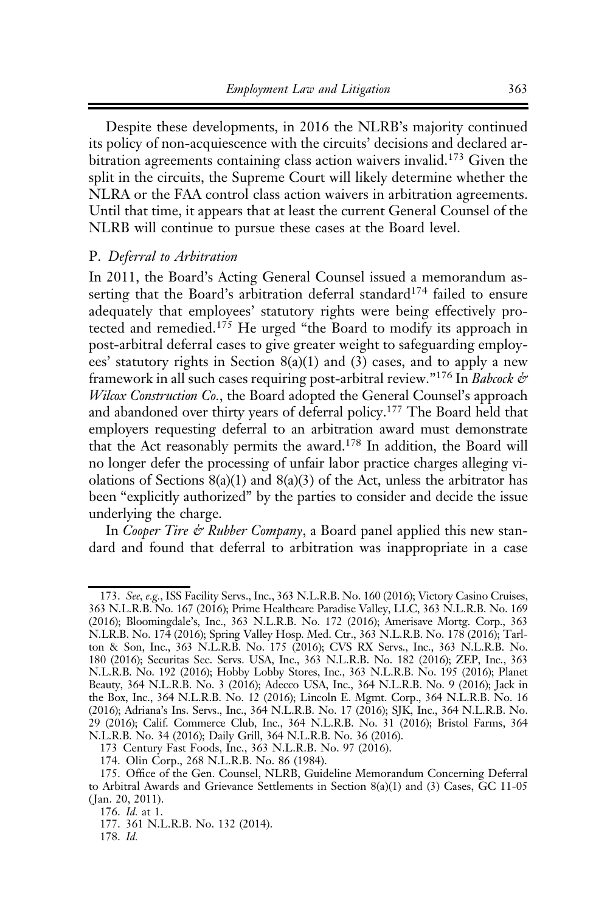Despite these developments, in 2016 the NLRB's majority continued its policy of non-acquiescence with the circuits' decisions and declared arbitration agreements containing class action waivers invalid.[173] Given the split in the circuits, the Supreme Court will likely determine whether the NLRA or the FAA control class action waivers in arbitration agreements. Until that time, it appears that at least the current General Counsel of the NLRB will continue to pursue these cases at the Board level.

### P. *Deferral to Arbitration*

In 2011, the Board's Acting General Counsel issued a memorandum asserting that the Board's arbitration deferral standard[174] failed to ensure adequately that employees' statutory rights were being effectively protected and remedied.[175] He urged "the Board to modify its approach in post-arbitral deferral cases to give greater weight to safeguarding employees' statutory rights in Section 8(a)(1) and (3) cases, and to apply a new framework in all such cases requiring post-arbitral review."[176] In *Babcock & Wilcox Construction Co.*, the Board adopted the General Counsel's approach and abandoned over thirty years of deferral policy.[177] The Board held that employers requesting deferral to an arbitration award must demonstrate that the Act reasonably permits the award.[178] In addition, the Board will no longer defer the processing of unfair labor practice charges alleging violations of Sections 8(a)(1) and 8(a)(3) of the Act, unless the arbitrator has been "explicitly authorized" by the parties to consider and decide the issue underlying the charge.

In *Cooper Tire & Rubber Company*, a Board panel applied this new standard and found that deferral to arbitration was inappropriate in a case

---

173. *See, e.g.*, ISS Facility Servs., Inc., 363 N.L.R.B. No. 160 (2016); Victory Casino Cruises, 363 N.L.R.B. No. 167 (2016); Prime Healthcare Paradise Valley, LLC, 363 N.L.R.B. No. 169 (2016); Bloomingdale's, Inc., 363 N.L.R.B. No. 172 (2016); Amerisave Mortg. Corp., 363 N.LR.B. No. 174 (2016); Spring Valley Hosp. Med. Ctr., 363 N.L.R.B. No. 178 (2016); Tarlton & Son, Inc., 363 N.L.R.B. No. 175 (2016); CVS RX Servs., Inc., 363 N.L.R.B. No. 180 (2016); Securitas Sec. Servs. USA, Inc., 363 N.L.R.B. No. 182 (2016); ZEP, Inc., 363 N.L.R.B. No. 192 (2016); Hobby Lobby Stores, Inc., 363 N.L.R.B. No. 195 (2016); Planet Beauty, 364 N.L.R.B. No. 3 (2016); Adecco USA, Inc., 364 N.L.R.B. No. 9 (2016); Jack in the Box, Inc., 364 N.L.R.B. No. 12 (2016); Lincoln E. Mgmt. Corp., 364 N.L.R.B. No. 16 (2016); Adriana's Ins. Servs., Inc., 364 N.L.R.B. No. 17 (2016); SJK, Inc., 364 N.L.R.B. No. 29 (2016); Calif. Commerce Club, Inc., 364 N.L.R.B. No. 31 (2016); Bristol Farms, 364 N.L.R.B. No. 34 (2016); Daily Grill, 364 N.L.R.B. No. 36 (2016).

173 Century Fast Foods, Inc., 363 N.L.R.B. No. 97 (2016).

174. Olin Corp., 268 N.L.R.B. No. 86 (1984).

175. Office of the Gen. Counsel, NLRB, Guideline Memorandum Concerning Deferral to Arbitral Awards and Grievance Settlements in Section 8(a)(1) and (3) Cases, GC 11-05 (Jan. 20, 2011).

176. *Id.* at 1.

177. 361 N.L.R.B. No. 132 (2014).

178. *Id.*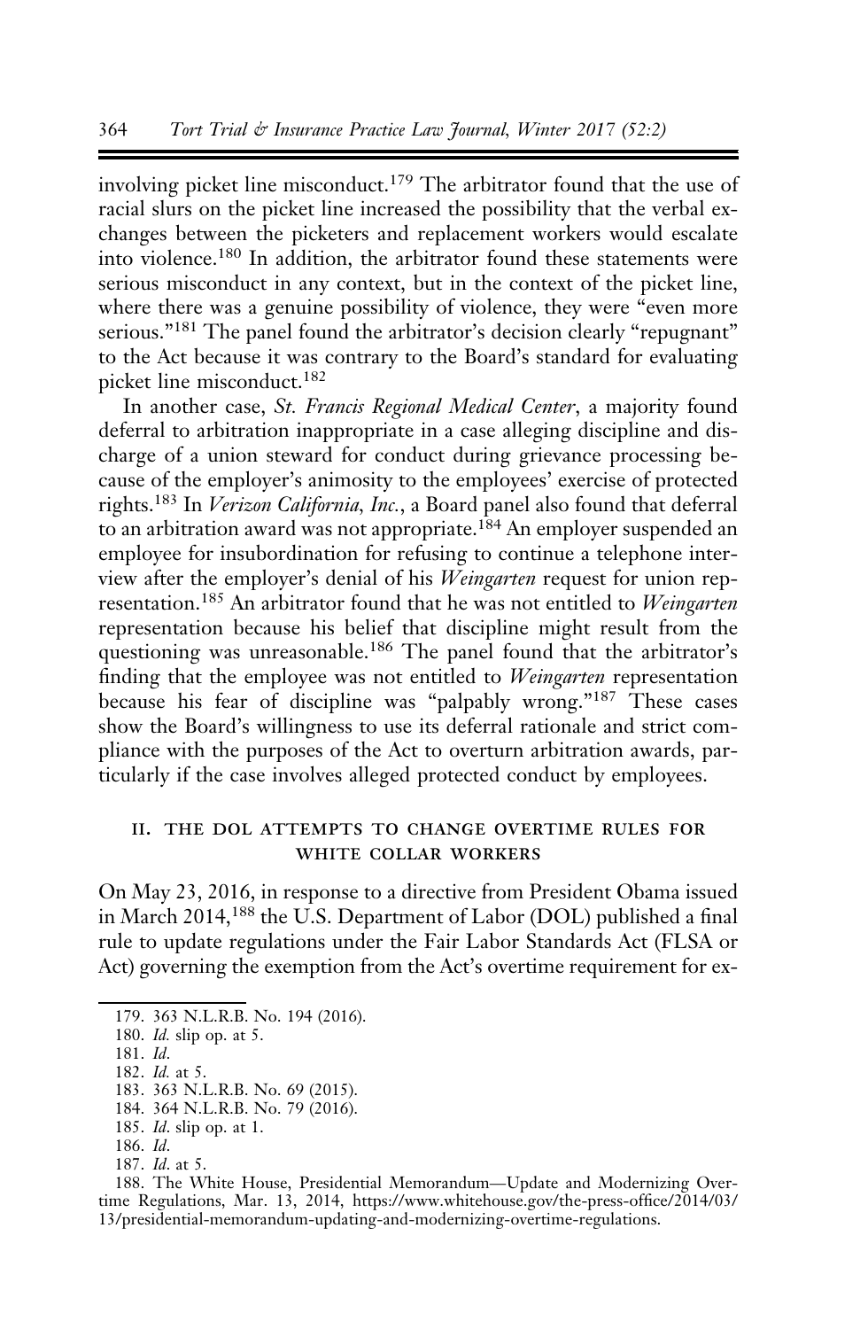involving picket line misconduct.[179] The arbitrator found that the use of racial slurs on the picket line increased the possibility that the verbal exchanges between the picketers and replacement workers would escalate into violence.[180] In addition, the arbitrator found these statements were serious misconduct in any context, but in the context of the picket line, where there was a genuine possibility of violence, they were "even more serious."[181] The panel found the arbitrator's decision clearly "repugnant" to the Act because it was contrary to the Board's standard for evaluating picket line misconduct.[182]

In another case, *St. Francis Regional Medical Center*, a majority found deferral to arbitration inappropriate in a case alleging discipline and discharge of a union steward for conduct during grievance processing because of the employer's animosity to the employees' exercise of protected rights.[183] In *Verizon California, Inc.*, a Board panel also found that deferral to an arbitration award was not appropriate.[184] An employer suspended an employee for insubordination for refusing to continue a telephone interview after the employer's denial of his *Weingarten* request for union representation.[185] An arbitrator found that he was not entitled to *Weingarten* representation because his belief that discipline might result from the questioning was unreasonable.[186] The panel found that the arbitrator's finding that the employee was not entitled to *Weingarten* representation because his fear of discipline was "palpably wrong."[187] These cases show the Board's willingness to use its deferral rationale and strict compliance with the purposes of the Act to overturn arbitration awards, particularly if the case involves alleged protected conduct by employees.

## II. The DOL Attempts to Change Overtime Rules for White Collar Workers

On May 23, 2016, in response to a directive from President Obama issued in March 2014,[188] the U.S. Department of Labor (DOL) published a final rule to update regulations under the Fair Labor Standards Act (FLSA or Act) governing the exemption from the Act's overtime requirement for ex-

---

179. 363 N.L.R.B. No. 194 (2016).

180. *Id.* slip op. at 5.

181. *Id.*

182. *Id.* at 5.

183. 363 N.L.R.B. No. 69 (2015).

184. 364 N.L.R.B. No. 79 (2016).

185. *Id.* slip op. at 1.

186. *Id.*

187. *Id.* at 5.

188. The White House, Presidential Memorandum—Update and Modernizing Overtime Regulations, Mar. 13, 2014, https://www.whitehouse.gov/the-press-office/2014/03/13/presidential-memorandum-updating-and-modernizing-overtime-regulations.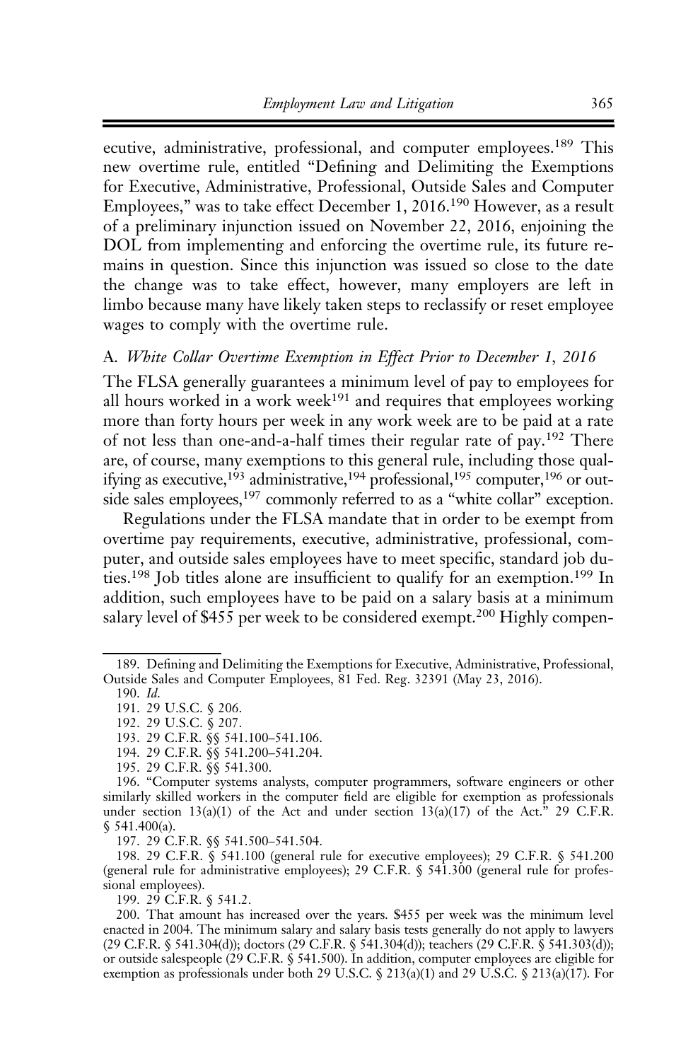ecutive, administrative, professional, and computer employees.[189] This new overtime rule, entitled "Defining and Delimiting the Exemptions for Executive, Administrative, Professional, Outside Sales and Computer Employees," was to take effect December 1, 2016.[190] However, as a result of a preliminary injunction issued on November 22, 2016, enjoining the DOL from implementing and enforcing the overtime rule, its future remains in question. Since this injunction was issued so close to the date the change was to take effect, however, many employers are left in limbo because many have likely taken steps to reclassify or reset employee wages to comply with the overtime rule.

### A. *White Collar Overtime Exemption in Effect Prior to December 1, 2016*

The FLSA generally guarantees a minimum level of pay to employees for all hours worked in a work week[191] and requires that employees working more than forty hours per week in any work week are to be paid at a rate of not less than one-and-a-half times their regular rate of pay.[192] There are, of course, many exemptions to this general rule, including those qualifying as executive,[193] administrative,[194] professional,[195] computer,[196] or outside sales employees,[197] commonly referred to as a "white collar" exception.

Regulations under the FLSA mandate that in order to be exempt from overtime pay requirements, executive, administrative, professional, computer, and outside sales employees have to meet specific, standard job duties.[198] Job titles alone are insufficient to qualify for an exemption.[199] In addition, such employees have to be paid on a salary basis at a minimum salary level of $455 per week to be considered exempt.[200] Highly compen-

---

189. Defining and Delimiting the Exemptions for Executive, Administrative, Professional, Outside Sales and Computer Employees, 81 Fed. Reg. 32391 (May 23, 2016).

190. *Id.*

191. 29 U.S.C. § 206.

192. 29 U.S.C. § 207.

193. 29 C.F.R. §§ 541.100–541.106.

194. 29 C.F.R. §§ 541.200–541.204.

195. 29 C.F.R. §§ 541.300.

196. "Computer systems analysts, computer programmers, software engineers or other similarly skilled workers in the computer field are eligible for exemption as professionals under section 13(a)(1) of the Act and under section 13(a)(17) of the Act." 29 C.F.R. § 541.400(a).

197. 29 C.F.R. §§ 541.500–541.504.

198. 29 C.F.R. § 541.100 (general rule for executive employees); 29 C.F.R. § 541.200 (general rule for administrative employees); 29 C.F.R. § 541.300 (general rule for professional employees).

199. 29 C.F.R. § 541.2.

200. That amount has increased over the years. $455 per week was the minimum level enacted in 2004. The minimum salary and salary basis tests generally do not apply to lawyers (29 C.F.R. § 541.304(d)); doctors (29 C.F.R. § 541.304(d)); teachers (29 C.F.R. § 541.303(d)); or outside salespeople (29 C.F.R. § 541.500). In addition, computer employees are eligible for exemption as professionals under both 29 U.S.C. § 213(a)(1) and 29 U.S.C. § 213(a)(17). For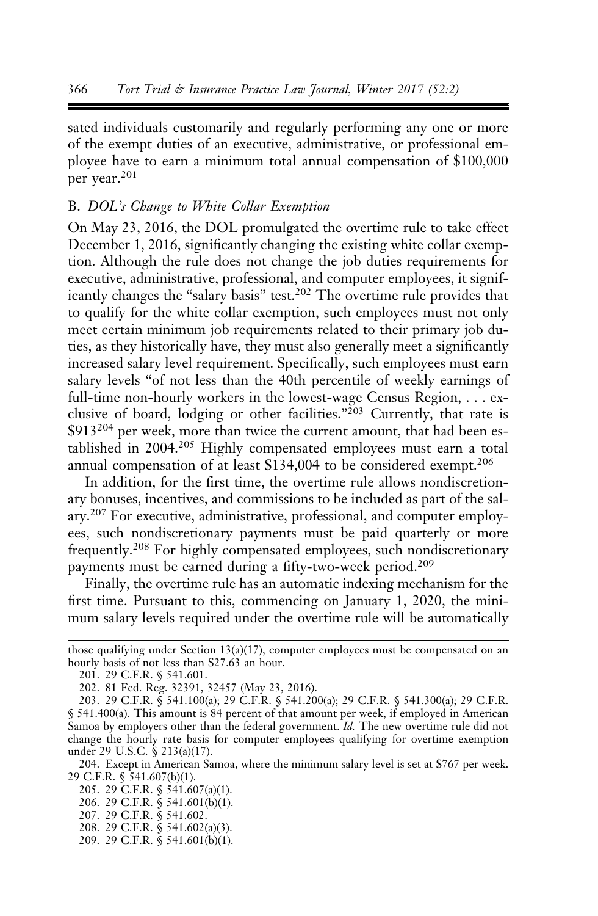sated individuals customarily and regularly performing any one or more of the exempt duties of an executive, administrative, or professional employee have to earn a minimum total annual compensation of $100,000 per year.[201]

### B. *DOL's Change to White Collar Exemption*

On May 23, 2016, the DOL promulgated the overtime rule to take effect December 1, 2016, significantly changing the existing white collar exemption. Although the rule does not change the job duties requirements for executive, administrative, professional, and computer employees, it significantly changes the "salary basis" test.[202] The overtime rule provides that to qualify for the white collar exemption, such employees must not only meet certain minimum job requirements related to their primary job duties, as they historically have, they must also generally meet a significantly increased salary level requirement. Specifically, such employees must earn salary levels "of not less than the 40th percentile of weekly earnings of full-time non-hourly workers in the lowest-wage Census Region, . . . exclusive of board, lodging or other facilities."[203] Currently, that rate is $913[204] per week, more than twice the current amount, that had been established in 2004.[205] Highly compensated employees must earn a total annual compensation of at least $134,004 to be considered exempt.[206]

In addition, for the first time, the overtime rule allows nondiscretionary bonuses, incentives, and commissions to be included as part of the salary.[207] For executive, administrative, professional, and computer employees, such nondiscretionary payments must be paid quarterly or more frequently.[208] For highly compensated employees, such nondiscretionary payments must be earned during a fifty-two-week period.[209]

Finally, the overtime rule has an automatic indexing mechanism for the first time. Pursuant to this, commencing on January 1, 2020, the minimum salary levels required under the overtime rule will be automatically

---

those qualifying under Section 13(a)(17), computer employees must be compensated on an hourly basis of not less than $27.63 an hour.

201. 29 C.F.R. § 541.601.

202. 81 Fed. Reg. 32391, 32457 (May 23, 2016).

203. 29 C.F.R. § 541.100(a); 29 C.F.R. § 541.200(a); 29 C.F.R. § 541.300(a); 29 C.F.R. § 541.400(a). This amount is 84 percent of that amount per week, if employed in American Samoa by employers other than the federal government. *Id.* The new overtime rule did not change the hourly rate basis for computer employees qualifying for overtime exemption under 29 U.S.C. § 213(a)(17).

204. Except in American Samoa, where the minimum salary level is set at $767 per week. 29 C.F.R. § 541.607(b)(1).

205. 29 C.F.R. § 541.607(a)(1).

206. 29 C.F.R. § 541.601(b)(1).

207. 29 C.F.R. § 541.602.

208. 29 C.F.R. § 541.602(a)(3).

209. 29 C.F.R. § 541.601(b)(1).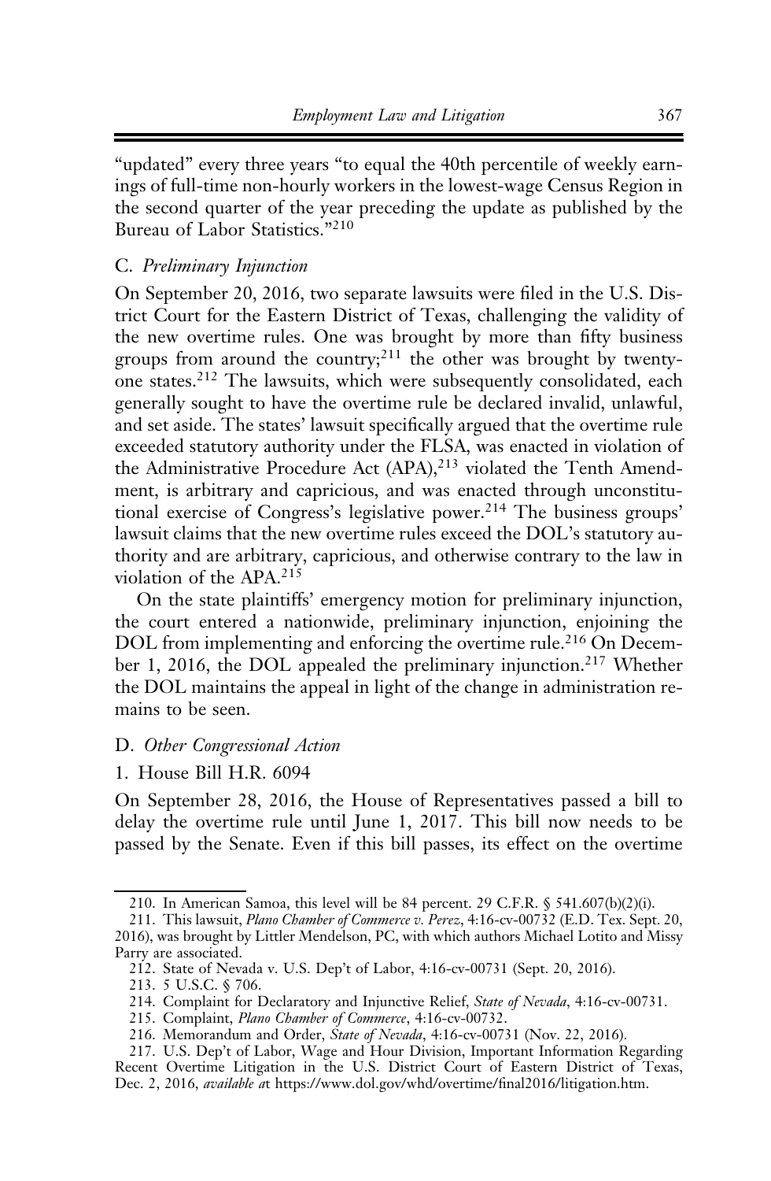"updated" every three years "to equal the 40th percentile of weekly earnings of full-time non-hourly workers in the lowest-wage Census Region in the second quarter of the year preceding the update as published by the Bureau of Labor Statistics."[210]

### C. *Preliminary Injunction*

On September 20, 2016, two separate lawsuits were filed in the U.S. District Court for the Eastern District of Texas, challenging the validity of the new overtime rules. One was brought by more than fifty business groups from around the country;[211] the other was brought by twenty-one states.[212] The lawsuits, which were subsequently consolidated, each generally sought to have the overtime rule be declared invalid, unlawful, and set aside. The states' lawsuit specifically argued that the overtime rule exceeded statutory authority under the FLSA, was enacted in violation of the Administrative Procedure Act (APA),[213] violated the Tenth Amendment, is arbitrary and capricious, and was enacted through unconstitutional exercise of Congress's legislative power.[214] The business groups' lawsuit claims that the new overtime rules exceed the DOL's statutory authority and are arbitrary, capricious, and otherwise contrary to the law in violation of the APA.[215]

On the state plaintiffs' emergency motion for preliminary injunction, the court entered a nationwide, preliminary injunction, enjoining the DOL from implementing and enforcing the overtime rule.[216] On December 1, 2016, the DOL appealed the preliminary injunction.[217] Whether the DOL maintains the appeal in light of the change in administration remains to be seen.

### D. *Other Congressional Action*

#### 1. House Bill H.R. 6094

On September 28, 2016, the House of Representatives passed a bill to delay the overtime rule until June 1, 2017. This bill now needs to be passed by the Senate. Even if this bill passes, its effect on the overtime

---

210. In American Samoa, this level will be 84 percent. 29 C.F.R. § 541.607(b)(2)(i).

211. This lawsuit, *Plano Chamber of Commerce v. Perez*, 4:16-cv-00732 (E.D. Tex. Sept. 20, 2016), was brought by Littler Mendelson, PC, with which authors Michael Lotito and Missy Parry are associated.

212. State of Nevada v. U.S. Dep't of Labor, 4:16-cv-00731 (Sept. 20, 2016).

213. 5 U.S.C. § 706.

214. Complaint for Declaratory and Injunctive Relief, *State of Nevada*, 4:16-cv-00731.

215. Complaint, *Plano Chamber of Commerce*, 4:16-cv-00732.

216. Memorandum and Order, *State of Nevada*, 4:16-cv-00731 (Nov. 22, 2016).

217. U.S. Dep't of Labor, Wage and Hour Division, Important Information Regarding Recent Overtime Litigation in the U.S. District Court of Eastern District of Texas, Dec. 2, 2016, *available a*t https://www.dol.gov/whd/overtime/final2016/litigation.htm.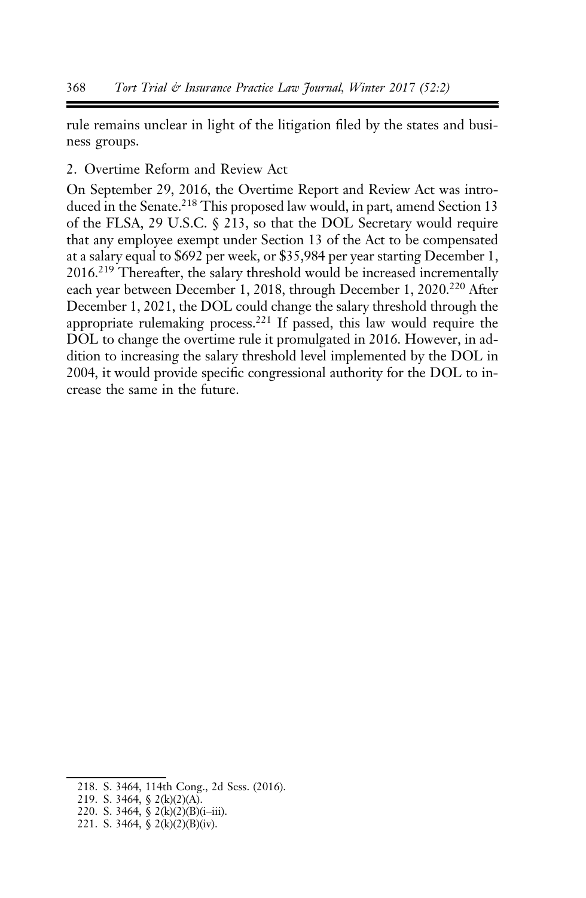rule remains unclear in light of the litigation filed by the states and business groups.

### 2. Overtime Reform and Review Act

On September 29, 2016, the Overtime Report and Review Act was introduced in the Senate.[218] This proposed law would, in part, amend Section 13 of the FLSA, 29 U.S.C. § 213, so that the DOL Secretary would require that any employee exempt under Section 13 of the Act to be compensated at a salary equal to $692 per week, or $35,984 per year starting December 1, 2016.[219] Thereafter, the salary threshold would be increased incrementally each year between December 1, 2018, through December 1, 2020.[220] After December 1, 2021, the DOL could change the salary threshold through the appropriate rulemaking process.[221] If passed, this law would require the DOL to change the overtime rule it promulgated in 2016. However, in addition to increasing the salary threshold level implemented by the DOL in 2004, it would provide specific congressional authority for the DOL to increase the same in the future.

---

218. S. 3464, 114th Cong., 2d Sess. (2016).

219. S. 3464, § 2(k)(2)(A).

220. S. 3464, § 2(k)(2)(B)(i–iii).

221. S. 3464, § 2(k)(2)(B)(iv).